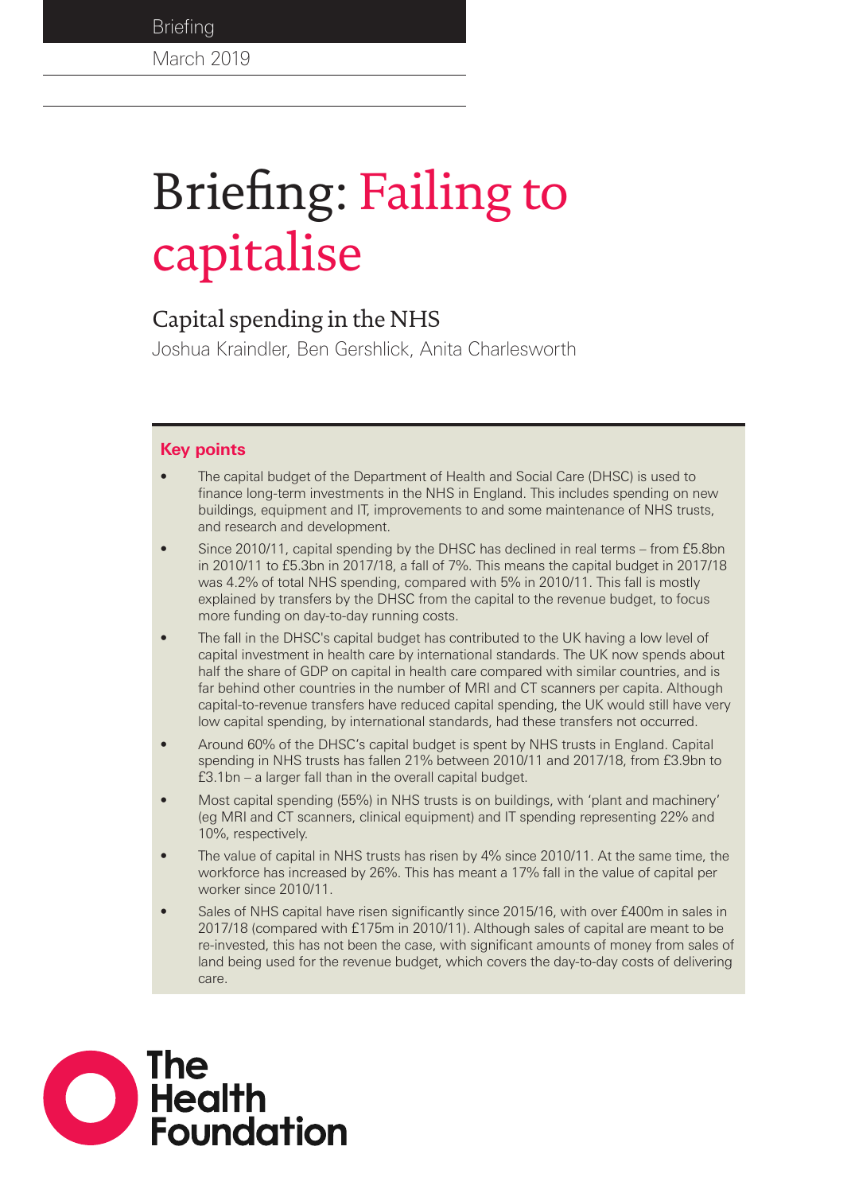Briefing

March 2019

# Briefing: Failing to capitalise

## Capital spending in the NHS

Joshua Kraindler, Ben Gershlick, Anita Charlesworth

### Key points

- The capital budget of the Department of Health and Social Care (DHSC) is used to finance long-term investments in the NHS in England. This includes spending on new buildings, equipment and IT, improvements to and some maintenance of NHS trusts, and research and development.
- Since 2010/11, capital spending by the DHSC has declined in real terms – from £5.8bn in 2010/11 to £5.3bn in 2017/18, a fall of 7%. This means the capital budget in 2017/18 was 4.2% of total NHS spending, compared with 5% in 2010/11. This fall is mostly explained by transfers by the DHSC from the capital to the revenue budget, to focus more funding on day-to-day running costs.
- The fall in the DHSC's capital budget has contributed to the UK having a low level of capital investment in health care by international standards. The UK now spends about half the share of GDP on capital in health care compared with similar countries, and is far behind other countries in the number of MRI and CT scanners per capita. Although capital-to-revenue transfers have reduced capital spending, the UK would still have very low capital spending, by international standards, had these transfers not occurred.
- Around 60% of the DHSC's capital budget is spent by NHS trusts in England. Capital spending in NHS trusts has fallen 21% between 2010/11 and 2017/18, from £3.9bn to £3.1bn – a larger fall than in the overall capital budget.
- Most capital spending (55%) in NHS trusts is on buildings, with 'plant and machinery' (eg MRI and CT scanners, clinical equipment) and IT spending representing 22% and 10%, respectively.
- The value of capital in NHS trusts has risen by 4% since 2010/11. At the same time, the workforce has increased by 26%. This has meant a 17% fall in the value of capital per worker since 2010/11.
- Sales of NHS capital have risen significantly since 2015/16, with over £400m in sales in 2017/18 (compared with £175m in 2010/11). Although sales of capital are meant to be re-invested, this has not been the case, with significant amounts of money from sales of land being used for the revenue budget, which covers the day-to-day costs of delivering care.

The Health Foundation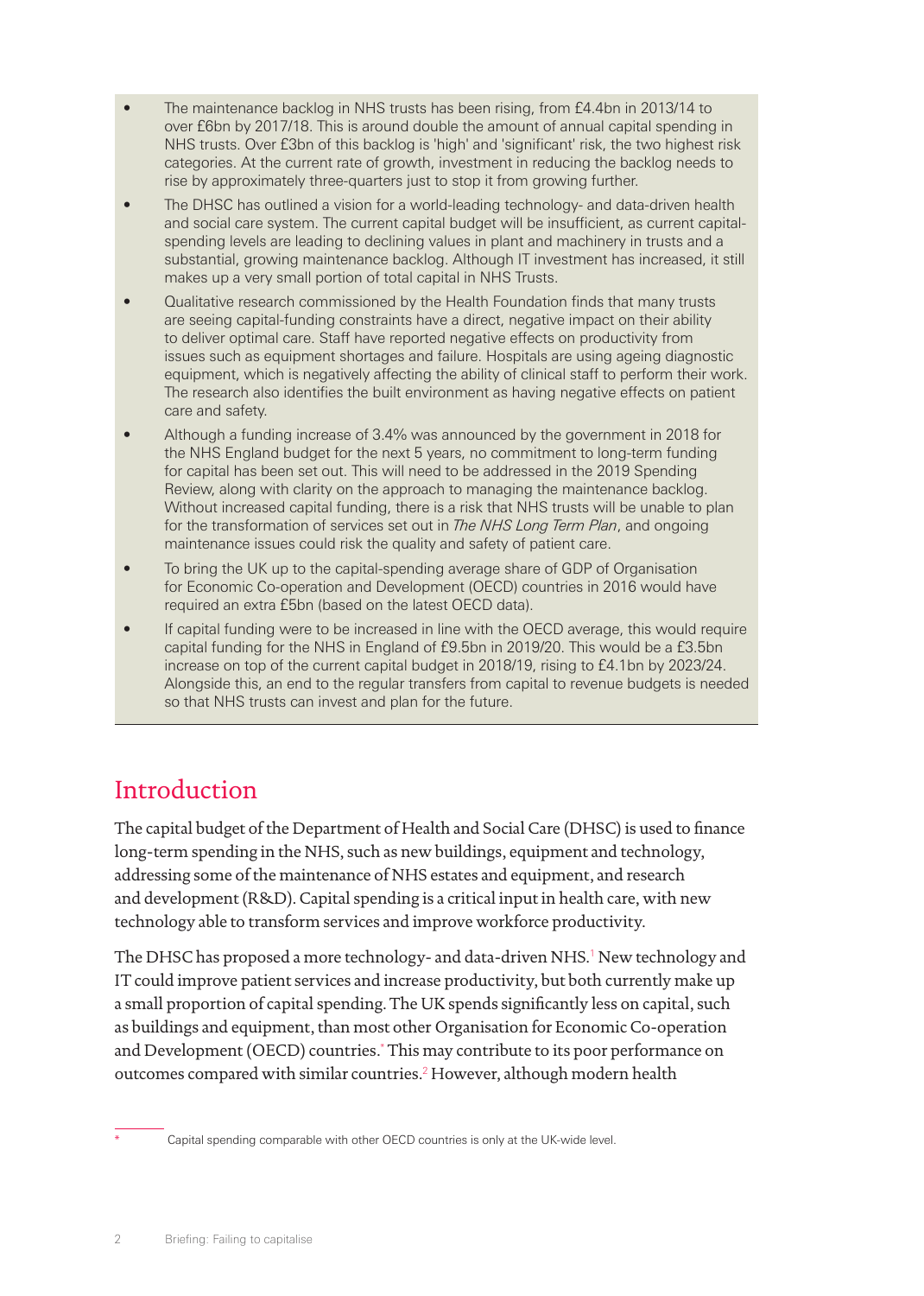- The maintenance backlog in NHS trusts has been rising, from £4.4bn in 2013/14 to over £6bn by 2017/18. This is around double the amount of annual capital spending in NHS trusts. Over £3bn of this backlog is 'high' and 'significant' risk, the two highest risk categories. At the current rate of growth, investment in reducing the backlog needs to rise by approximately three-quarters just to stop it from growing further.
- The DHSC has outlined a vision for a world-leading technology- and data-driven health and social care system. The current capital budget will be insufficient, as current capital-spending levels are leading to declining values in plant and machinery in trusts and a substantial, growing maintenance backlog. Although IT investment has increased, it still makes up a very small portion of total capital in NHS Trusts.
- Qualitative research commissioned by the Health Foundation finds that many trusts are seeing capital-funding constraints have a direct, negative impact on their ability to deliver optimal care. Staff have reported negative effects on productivity from issues such as equipment shortages and failure. Hospitals are using ageing diagnostic equipment, which is negatively affecting the ability of clinical staff to perform their work. The research also identifies the built environment as having negative effects on patient care and safety.
- Although a funding increase of 3.4% was announced by the government in 2018 for the NHS England budget for the next 5 years, no commitment to long-term funding for capital has been set out. This will need to be addressed in the 2019 Spending Review, along with clarity on the approach to managing the maintenance backlog. Without increased capital funding, there is a risk that NHS trusts will be unable to plan for the transformation of services set out in *The NHS Long Term Plan*, and ongoing maintenance issues could risk the quality and safety of patient care.
- To bring the UK up to the capital-spending average share of GDP of Organisation for Economic Co-operation and Development (OECD) countries in 2016 would have required an extra £5bn (based on the latest OECD data).
- If capital funding were to be increased in line with the OECD average, this would require capital funding for the NHS in England of £9.5bn in 2019/20. This would be a £3.5bn increase on top of the current capital budget in 2018/19, rising to £4.1bn by 2023/24. Alongside this, an end to the regular transfers from capital to revenue budgets is needed so that NHS trusts can invest and plan for the future.

## Introduction

The capital budget of the Department of Health and Social Care (DHSC) is used to finance long-term spending in the NHS, such as new buildings, equipment and technology, addressing some of the maintenance of NHS estates and equipment, and research and development (R&D). Capital spending is a critical input in health care, with new technology able to transform services and improve workforce productivity.

The DHSC has proposed a more technology- and data-driven NHS.[1] New technology and IT could improve patient services and increase productivity, but both currently make up a small proportion of capital spending. The UK spends significantly less on capital, such as buildings and equipment, than most other Organisation for Economic Co-operation and Development (OECD) countries.[*] This may contribute to its poor performance on outcomes compared with similar countries.[2] However, although modern health

[*] Capital spending comparable with other OECD countries is only at the UK-wide level.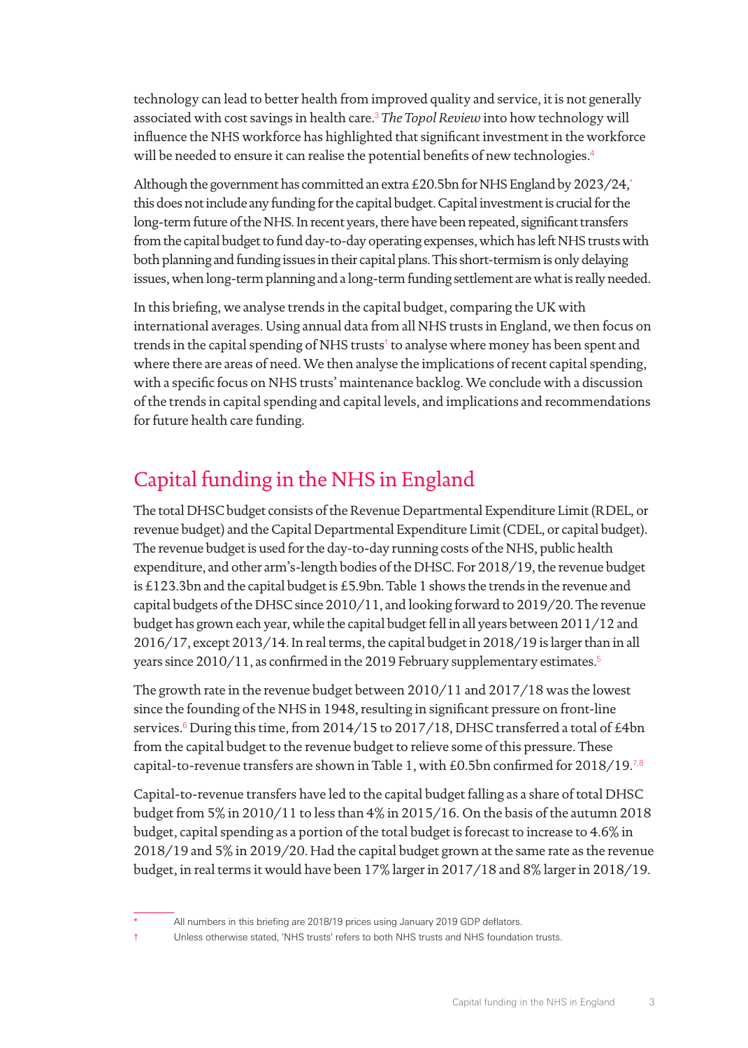technology can lead to better health from improved quality and service, it is not generally associated with cost savings in health care.[3] *The Topol Review* into how technology will influence the NHS workforce has highlighted that significant investment in the workforce will be needed to ensure it can realise the potential benefits of new technologies.[4]

Although the government has committed an extra £20.5bn for NHS England by 2023/24,[*] this does not include any funding for the capital budget. Capital investment is crucial for the long-term future of the NHS. In recent years, there have been repeated, significant transfers from the capital budget to fund day-to-day operating expenses, which has left NHS trusts with both planning and funding issues in their capital plans. This short-termism is only delaying issues, when long-term planning and a long-term funding settlement are what is really needed.

In this briefing, we analyse trends in the capital budget, comparing the UK with international averages. Using annual data from all NHS trusts in England, we then focus on trends in the capital spending of NHS trusts[†] to analyse where money has been spent and where there are areas of need. We then analyse the implications of recent capital spending, with a specific focus on NHS trusts' maintenance backlog. We conclude with a discussion of the trends in capital spending and capital levels, and implications and recommendations for future health care funding.

## Capital funding in the NHS in England

The total DHSC budget consists of the Revenue Departmental Expenditure Limit (RDEL, or revenue budget) and the Capital Departmental Expenditure Limit (CDEL, or capital budget). The revenue budget is used for the day-to-day running costs of the NHS, public health expenditure, and other arm's-length bodies of the DHSC. For 2018/19, the revenue budget is £123.3bn and the capital budget is £5.9bn. Table 1 shows the trends in the revenue and capital budgets of the DHSC since 2010/11, and looking forward to 2019/20. The revenue budget has grown each year, while the capital budget fell in all years between 2011/12 and 2016/17, except 2013/14. In real terms, the capital budget in 2018/19 is larger than in all years since 2010/11, as confirmed in the 2019 February supplementary estimates.[5]

The growth rate in the revenue budget between 2010/11 and 2017/18 was the lowest since the founding of the NHS in 1948, resulting in significant pressure on front-line services.[6] During this time, from 2014/15 to 2017/18, DHSC transferred a total of £4bn from the capital budget to the revenue budget to relieve some of this pressure. These capital-to-revenue transfers are shown in Table 1, with £0.5bn confirmed for 2018/19.[7,8]

Capital-to-revenue transfers have led to the capital budget falling as a share of total DHSC budget from 5% in 2010/11 to less than 4% in 2015/16. On the basis of the autumn 2018 budget, capital spending as a portion of the total budget is forecast to increase to 4.6% in 2018/19 and 5% in 2019/20. Had the capital budget grown at the same rate as the revenue budget, in real terms it would have been 17% larger in 2017/18 and 8% larger in 2018/19.

---

\* All numbers in this briefing are 2018/19 prices using January 2019 GDP deflators.

† Unless otherwise stated, 'NHS trusts' refers to both NHS trusts and NHS foundation trusts.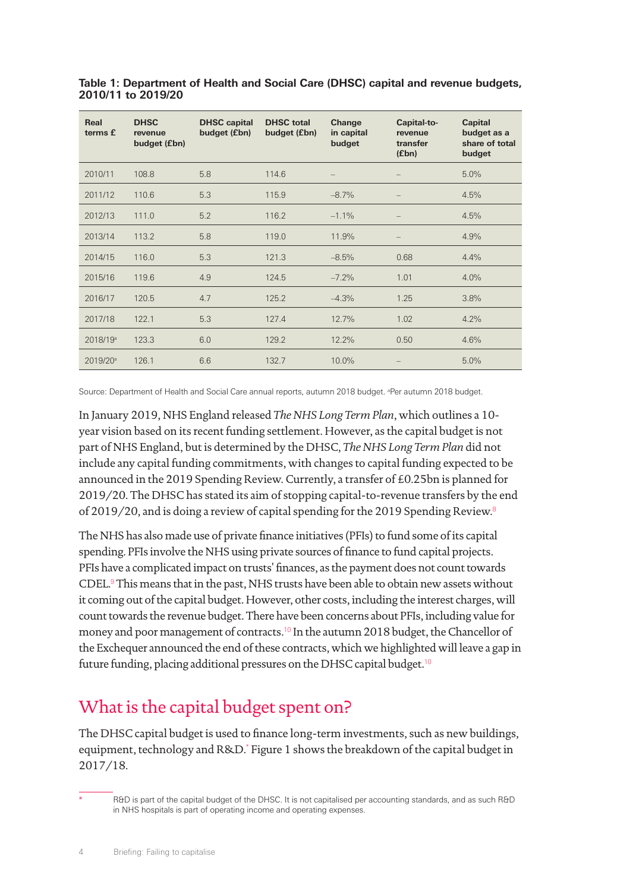**Table 1: Department of Health and Social Care (DHSC) capital and revenue budgets, 2010/11 to 2019/20**

| Real terms £ | DHSC revenue budget (£bn) | DHSC capital budget (£bn) | DHSC total budget (£bn) | Change in capital budget | Capital-to-revenue transfer (£bn) | Capital budget as a share of total budget |
|---|---|---|---|---|---|---|
| 2010/11 | 108.8 | 5.8 | 114.6 | – | – | 5.0% |
| 2011/12 | 110.6 | 5.3 | 115.9 | –8.7% | – | 4.5% |
| 2012/13 | 111.0 | 5.2 | 116.2 | –1.1% | – | 4.5% |
| 2013/14 | 113.2 | 5.8 | 119.0 | 11.9% | – | 4.9% |
| 2014/15 | 116.0 | 5.3 | 121.3 | –8.5% | 0.68 | 4.4% |
| 2015/16 | 119.6 | 4.9 | 124.5 | –7.2% | 1.01 | 4.0% |
| 2016/17 | 120.5 | 4.7 | 125.2 | –4.3% | 1.25 | 3.8% |
| 2017/18 | 122.1 | 5.3 | 127.4 | 12.7% | 1.02 | 4.2% |
| 2018/19[a] | 123.3 | 6.0 | 129.2 | 12.2% | 0.50 | 4.6% |
| 2019/20[a] | 126.1 | 6.6 | 132.7 | 10.0% | – | 5.0% |

Source: Department of Health and Social Care annual reports, autumn 2018 budget. [a]Per autumn 2018 budget.

In January 2019, NHS England released *The NHS Long Term Plan*, which outlines a 10-year vision based on its recent funding settlement. However, as the capital budget is not part of NHS England, but is determined by the DHSC, *The NHS Long Term Plan* did not include any capital funding commitments, with changes to capital funding expected to be announced in the 2019 Spending Review. Currently, a transfer of £0.25bn is planned for 2019/20. The DHSC has stated its aim of stopping capital-to-revenue transfers by the end of 2019/20, and is doing a review of capital spending for the 2019 Spending Review.[8]

The NHS has also made use of private finance initiatives (PFIs) to fund some of its capital spending. PFIs involve the NHS using private sources of finance to fund capital projects. PFIs have a complicated impact on trusts' finances, as the payment does not count towards CDEL.[9] This means that in the past, NHS trusts have been able to obtain new assets without it coming out of the capital budget. However, other costs, including the interest charges, will count towards the revenue budget. There have been concerns about PFIs, including value for money and poor management of contracts.[10] In the autumn 2018 budget, the Chancellor of the Exchequer announced the end of these contracts, which we highlighted will leave a gap in future funding, placing additional pressures on the DHSC capital budget.[10]

## What is the capital budget spent on?

The DHSC capital budget is used to finance long-term investments, such as new buildings, equipment, technology and R&D.* Figure 1 shows the breakdown of the capital budget in 2017/18.

* R&D is part of the capital budget of the DHSC. It is not capitalised per accounting standards, and as such R&D in NHS hospitals is part of operating income and operating expenses.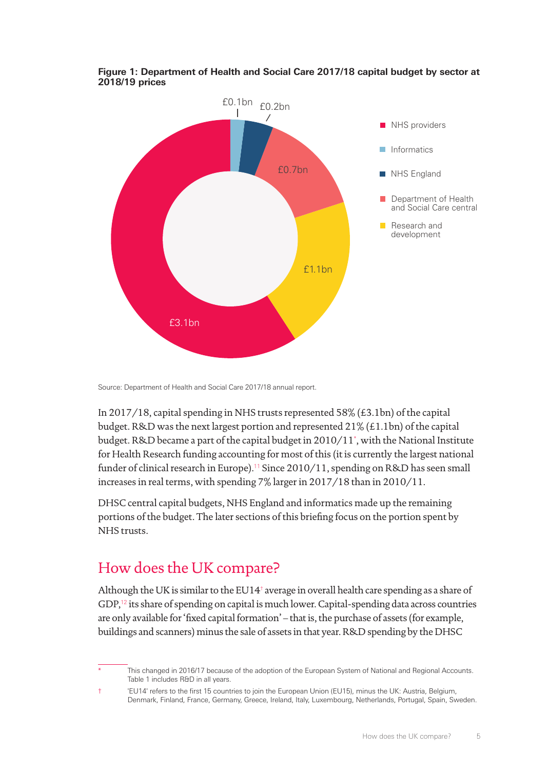**Figure 1: Department of Health and Social Care 2017/18 capital budget by sector at 2018/19 prices**

Source: Department of Health and Social Care 2017/18 annual report.

In 2017/18, capital spending in NHS trusts represented 58% (£3.1bn) of the capital budget. R&D was the next largest portion and represented 21% (£1.1bn) of the capital budget. R&D became a part of the capital budget in 2010/11*, with the National Institute for Health Research funding accounting for most of this (it is currently the largest national funder of clinical research in Europe).[11] Since 2010/11, spending on R&D has seen small increases in real terms, with spending 7% larger in 2017/18 than in 2010/11.

DHSC central capital budgets, NHS England and informatics made up the remaining portions of the budget. The later sections of this briefing focus on the portion spent by NHS trusts.

## How does the UK compare?

Although the UK is similar to the EU14† average in overall health care spending as a share of GDP,[12] its share of spending on capital is much lower. Capital-spending data across countries are only available for 'fixed capital formation' – that is, the purchase of assets (for example, buildings and scanners) minus the sale of assets in that year. R&D spending by the DHSC

\* This changed in 2016/17 because of the adoption of the European System of National and Regional Accounts. Table 1 includes R&D in all years.

† 'EU14' refers to the first 15 countries to join the European Union (EU15), minus the UK: Austria, Belgium, Denmark, Finland, France, Germany, Greece, Ireland, Italy, Luxembourg, Netherlands, Portugal, Spain, Sweden.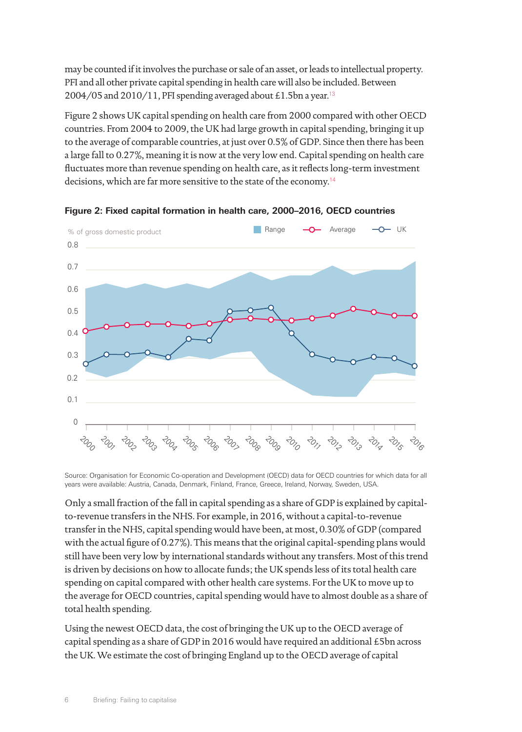may be counted if it involves the purchase or sale of an asset, or leads to intellectual property. PFI and all other private capital spending in health care will also be included. Between 2004/05 and 2010/11, PFI spending averaged about £1.5bn a year.[13]

Figure 2 shows UK capital spending on health care from 2000 compared with other OECD countries. From 2004 to 2009, the UK had large growth in capital spending, bringing it up to the average of comparable countries, at just over 0.5% of GDP. Since then there has been a large fall to 0.27%, meaning it is now at the very low end. Capital spending on health care fluctuates more than revenue spending on health care, as it reflects long-term investment decisions, which are far more sensitive to the state of the economy.[14]

**Figure 2: Fixed capital formation in health care, 2000–2016, OECD countries**

Source: Organisation for Economic Co-operation and Development (OECD) data for OECD countries for which data for all years were available: Austria, Canada, Denmark, Finland, France, Greece, Ireland, Norway, Sweden, USA.

Only a small fraction of the fall in capital spending as a share of GDP is explained by capital-to-revenue transfers in the NHS. For example, in 2016, without a capital-to-revenue transfer in the NHS, capital spending would have been, at most, 0.30% of GDP (compared with the actual figure of 0.27%). This means that the original capital-spending plans would still have been very low by international standards without any transfers. Most of this trend is driven by decisions on how to allocate funds; the UK spends less of its total health care spending on capital compared with other health care systems. For the UK to move up to the average for OECD countries, capital spending would have to almost double as a share of total health spending.

Using the newest OECD data, the cost of bringing the UK up to the OECD average of capital spending as a share of GDP in 2016 would have required an additional £5bn across the UK. We estimate the cost of bringing England up to the OECD average of capital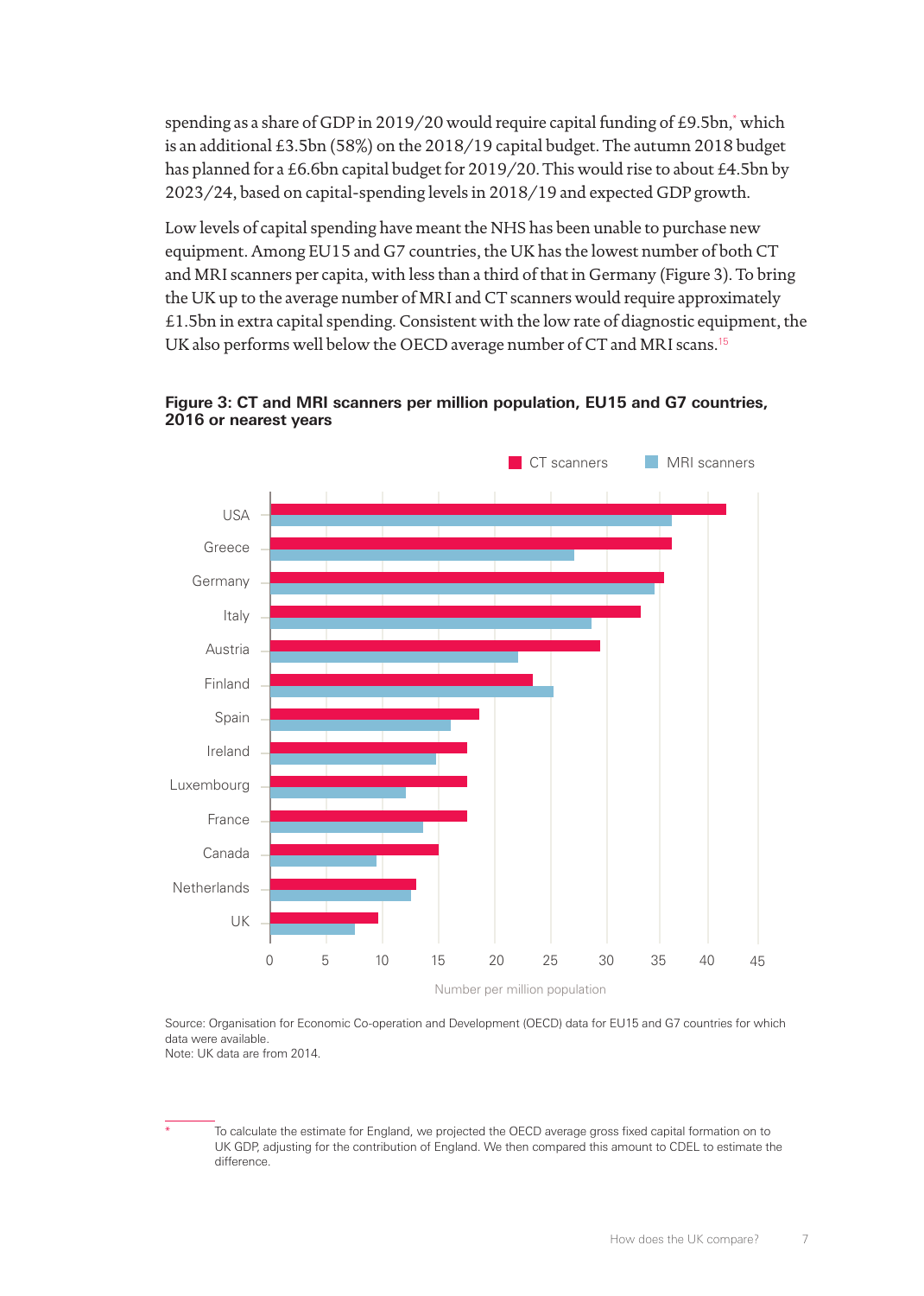spending as a share of GDP in 2019/20 would require capital funding of £9.5bn,* which is an additional £3.5bn (58%) on the 2018/19 capital budget. The autumn 2018 budget has planned for a £6.6bn capital budget for 2019/20. This would rise to about £4.5bn by 2023/24, based on capital-spending levels in 2018/19 and expected GDP growth.

Low levels of capital spending have meant the NHS has been unable to purchase new equipment. Among EU15 and G7 countries, the UK has the lowest number of both CT and MRI scanners per capita, with less than a third of that in Germany (Figure 3). To bring the UK up to the average number of MRI and CT scanners would require approximately £1.5bn in extra capital spending. Consistent with the low rate of diagnostic equipment, the UK also performs well below the OECD average number of CT and MRI scans.[15]

**Figure 3: CT and MRI scanners per million population, EU15 and G7 countries, 2016 or nearest years**

Source: Organisation for Economic Co-operation and Development (OECD) data for EU15 and G7 countries for which data were available.
Note: UK data are from 2014.

---

\* To calculate the estimate for England, we projected the OECD average gross fixed capital formation on to UK GDP, adjusting for the contribution of England. We then compared this amount to CDEL to estimate the difference.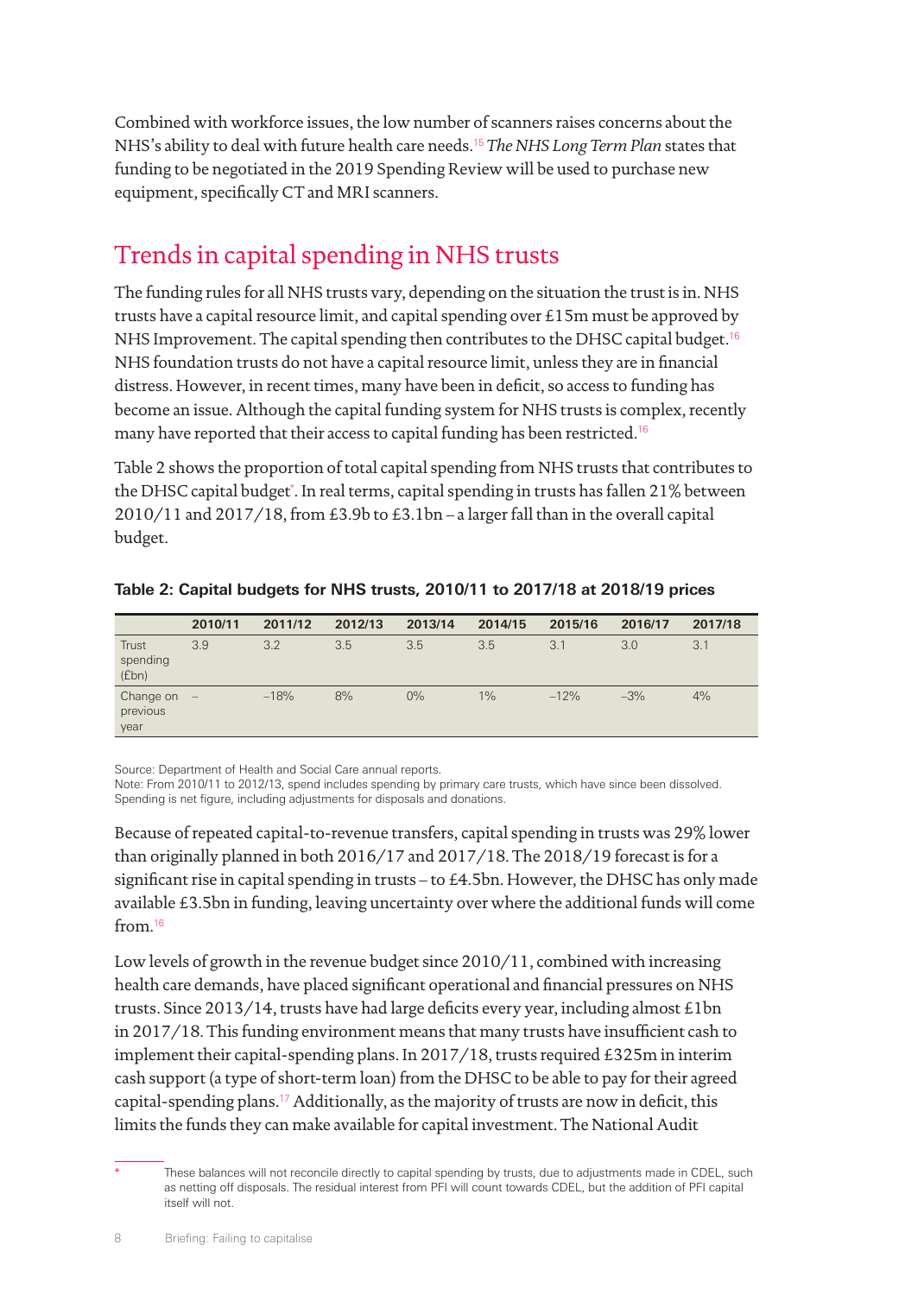Combined with workforce issues, the low number of scanners raises concerns about the NHS's ability to deal with future health care needs.[15] *The NHS Long Term Plan* states that funding to be negotiated in the 2019 Spending Review will be used to purchase new equipment, specifically CT and MRI scanners.

## Trends in capital spending in NHS trusts

The funding rules for all NHS trusts vary, depending on the situation the trust is in. NHS trusts have a capital resource limit, and capital spending over £15m must be approved by NHS Improvement. The capital spending then contributes to the DHSC capital budget.[16] NHS foundation trusts do not have a capital resource limit, unless they are in financial distress. However, in recent times, many have been in deficit, so access to funding has become an issue. Although the capital funding system for NHS trusts is complex, recently many have reported that their access to capital funding has been restricted.[16]

Table 2 shows the proportion of total capital spending from NHS trusts that contributes to the DHSC capital budget[*]. In real terms, capital spending in trusts has fallen 21% between 2010/11 and 2017/18, from £3.9b to £3.1bn – a larger fall than in the overall capital budget.

**Table 2: Capital budgets for NHS trusts, 2010/11 to 2017/18 at 2018/19 prices**

| | 2010/11 | 2011/12 | 2012/13 | 2013/14 | 2014/15 | 2015/16 | 2016/17 | 2017/18 |
|---|---|---|---|---|---|---|---|---|
| Trust spending (£bn) | 3.9 | 3.2 | 3.5 | 3.5 | 3.5 | 3.1 | 3.0 | 3.1 |
| Change on previous year | – | –18% | 8% | 0% | 1% | –12% | –3% | 4% |

Source: Department of Health and Social Care annual reports.
Note: From 2010/11 to 2012/13, spend includes spending by primary care trusts, which have since been dissolved. Spending is net figure, including adjustments for disposals and donations.

Because of repeated capital-to-revenue transfers, capital spending in trusts was 29% lower than originally planned in both 2016/17 and 2017/18. The 2018/19 forecast is for a significant rise in capital spending in trusts – to £4.5bn. However, the DHSC has only made available £3.5bn in funding, leaving uncertainty over where the additional funds will come from.[16]

Low levels of growth in the revenue budget since 2010/11, combined with increasing health care demands, have placed significant operational and financial pressures on NHS trusts. Since 2013/14, trusts have had large deficits every year, including almost £1bn in 2017/18. This funding environment means that many trusts have insufficient cash to implement their capital-spending plans. In 2017/18, trusts required £325m in interim cash support (a type of short-term loan) from the DHSC to be able to pay for their agreed capital-spending plans.[17] Additionally, as the majority of trusts are now in deficit, this limits the funds they can make available for capital investment. The National Audit

[*] These balances will not reconcile directly to capital spending by trusts, due to adjustments made in CDEL, such as netting off disposals. The residual interest from PFI will count towards CDEL, but the addition of PFI capital itself will not.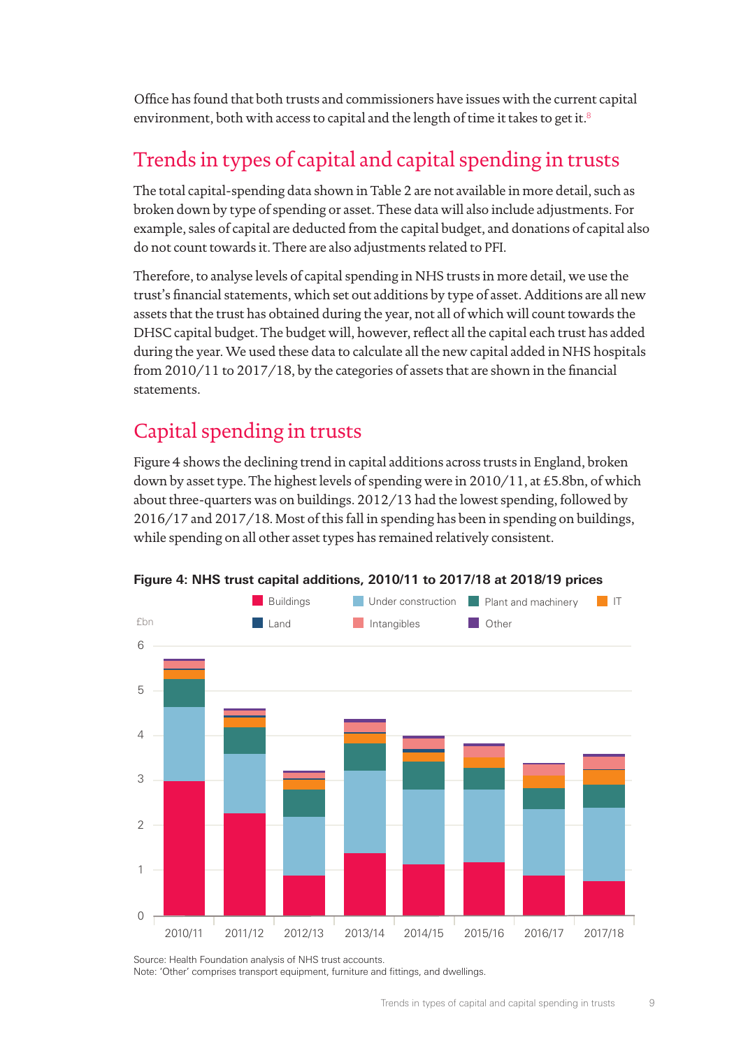Office has found that both trusts and commissioners have issues with the current capital environment, both with access to capital and the length of time it takes to get it.[8]

## Trends in types of capital and capital spending in trusts

The total capital-spending data shown in Table 2 are not available in more detail, such as broken down by type of spending or asset. These data will also include adjustments. For example, sales of capital are deducted from the capital budget, and donations of capital also do not count towards it. There are also adjustments related to PFI.

Therefore, to analyse levels of capital spending in NHS trusts in more detail, we use the trust's financial statements, which set out additions by type of asset. Additions are all new assets that the trust has obtained during the year, not all of which will count towards the DHSC capital budget. The budget will, however, reflect all the capital each trust has added during the year. We used these data to calculate all the new capital added in NHS hospitals from 2010/11 to 2017/18, by the categories of assets that are shown in the financial statements.

## Capital spending in trusts

Figure 4 shows the declining trend in capital additions across trusts in England, broken down by asset type. The highest levels of spending were in 2010/11, at £5.8bn, of which about three-quarters was on buildings. 2012/13 had the lowest spending, followed by 2016/17 and 2017/18. Most of this fall in spending has been in spending on buildings, while spending on all other asset types has remained relatively consistent.

**Figure 4: NHS trust capital additions, 2010/11 to 2017/18 at 2018/19 prices**

Source: Health Foundation analysis of NHS trust accounts.
Note: 'Other' comprises transport equipment, furniture and fittings, and dwellings.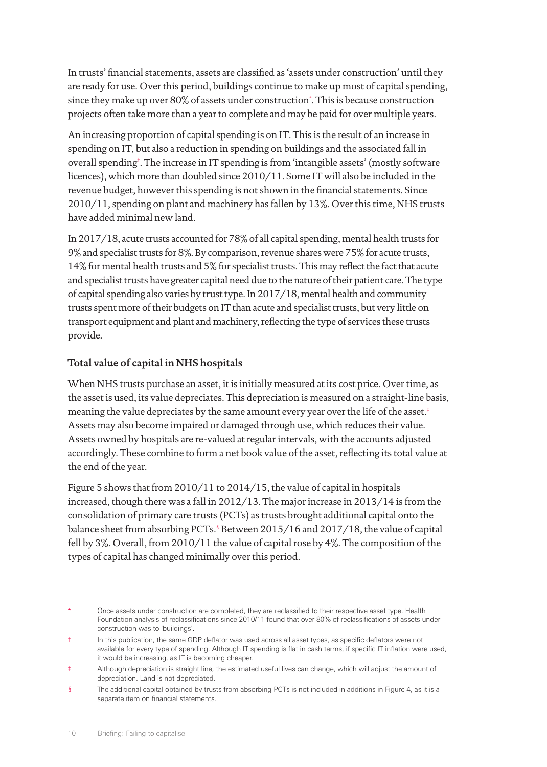In trusts' financial statements, assets are classified as 'assets under construction' until they are ready for use. Over this period, buildings continue to make up most of capital spending, since they make up over 80% of assets under construction*. This is because construction projects often take more than a year to complete and may be paid for over multiple years.

An increasing proportion of capital spending is on IT. This is the result of an increase in spending on IT, but also a reduction in spending on buildings and the associated fall in overall spending†. The increase in IT spending is from 'intangible assets' (mostly software licences), which more than doubled since 2010/11. Some IT will also be included in the revenue budget, however this spending is not shown in the financial statements. Since 2010/11, spending on plant and machinery has fallen by 13%. Over this time, NHS trusts have added minimal new land.

In 2017/18, acute trusts accounted for 78% of all capital spending, mental health trusts for 9% and specialist trusts for 8%. By comparison, revenue shares were 75% for acute trusts, 14% for mental health trusts and 5% for specialist trusts. This may reflect the fact that acute and specialist trusts have greater capital need due to the nature of their patient care. The type of capital spending also varies by trust type. In 2017/18, mental health and community trusts spent more of their budgets on IT than acute and specialist trusts, but very little on transport equipment and plant and machinery, reflecting the type of services these trusts provide.

### Total value of capital in NHS hospitals

When NHS trusts purchase an asset, it is initially measured at its cost price. Over time, as the asset is used, its value depreciates. This depreciation is measured on a straight-line basis, meaning the value depreciates by the same amount every year over the life of the asset.‡ Assets may also become impaired or damaged through use, which reduces their value. Assets owned by hospitals are re-valued at regular intervals, with the accounts adjusted accordingly. These combine to form a net book value of the asset, reflecting its total value at the end of the year.

Figure 5 shows that from 2010/11 to 2014/15, the value of capital in hospitals increased, though there was a fall in 2012/13. The major increase in 2013/14 is from the consolidation of primary care trusts (PCTs) as trusts brought additional capital onto the balance sheet from absorbing PCTs.§ Between 2015/16 and 2017/18, the value of capital fell by 3%. Overall, from 2010/11 the value of capital rose by 4%. The composition of the types of capital has changed minimally over this period.

---

\* Once assets under construction are completed, they are reclassified to their respective asset type. Health Foundation analysis of reclassifications since 2010/11 found that over 80% of reclassifications of assets under construction was to 'buildings'.

† In this publication, the same GDP deflator was used across all asset types, as specific deflators were not available for every type of spending. Although IT spending is flat in cash terms, if specific IT inflation were used, it would be increasing, as IT is becoming cheaper.

‡ Although depreciation is straight line, the estimated useful lives can change, which will adjust the amount of depreciation. Land is not depreciated.

§ The additional capital obtained by trusts from absorbing PCTs is not included in additions in Figure 4, as it is a separate item on financial statements.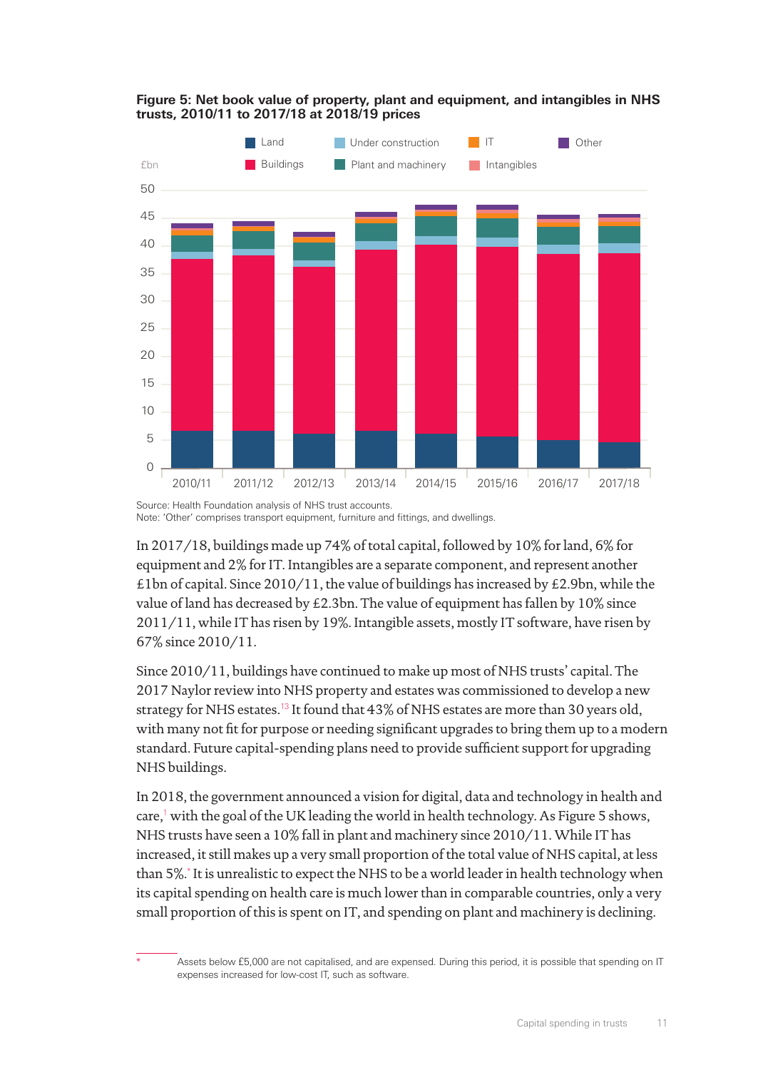**Figure 5: Net book value of property, plant and equipment, and intangibles in NHS trusts, 2010/11 to 2017/18 at 2018/19 prices**

Source: Health Foundation analysis of NHS trust accounts.
Note: 'Other' comprises transport equipment, furniture and fittings, and dwellings.

In 2017/18, buildings made up 74% of total capital, followed by 10% for land, 6% for equipment and 2% for IT. Intangibles are a separate component, and represent another £1bn of capital. Since 2010/11, the value of buildings has increased by £2.9bn, while the value of land has decreased by £2.3bn. The value of equipment has fallen by 10% since 2011/11, while IT has risen by 19%. Intangible assets, mostly IT software, have risen by 67% since 2010/11.

Since 2010/11, buildings have continued to make up most of NHS trusts' capital. The 2017 Naylor review into NHS property and estates was commissioned to develop a new strategy for NHS estates.[13] It found that 43% of NHS estates are more than 30 years old, with many not fit for purpose or needing significant upgrades to bring them up to a modern standard. Future capital-spending plans need to provide sufficient support for upgrading NHS buildings.

In 2018, the government announced a vision for digital, data and technology in health and care,[1] with the goal of the UK leading the world in health technology. As Figure 5 shows, NHS trusts have seen a 10% fall in plant and machinery since 2010/11. While IT has increased, it still makes up a very small proportion of the total value of NHS capital, at less than 5%.[*] It is unrealistic to expect the NHS to be a world leader in health technology when its capital spending on health care is much lower than in comparable countries, only a very small proportion of this is spent on IT, and spending on plant and machinery is declining.

[*] Assets below £5,000 are not capitalised, and are expensed. During this period, it is possible that spending on IT expenses increased for low-cost IT, such as software.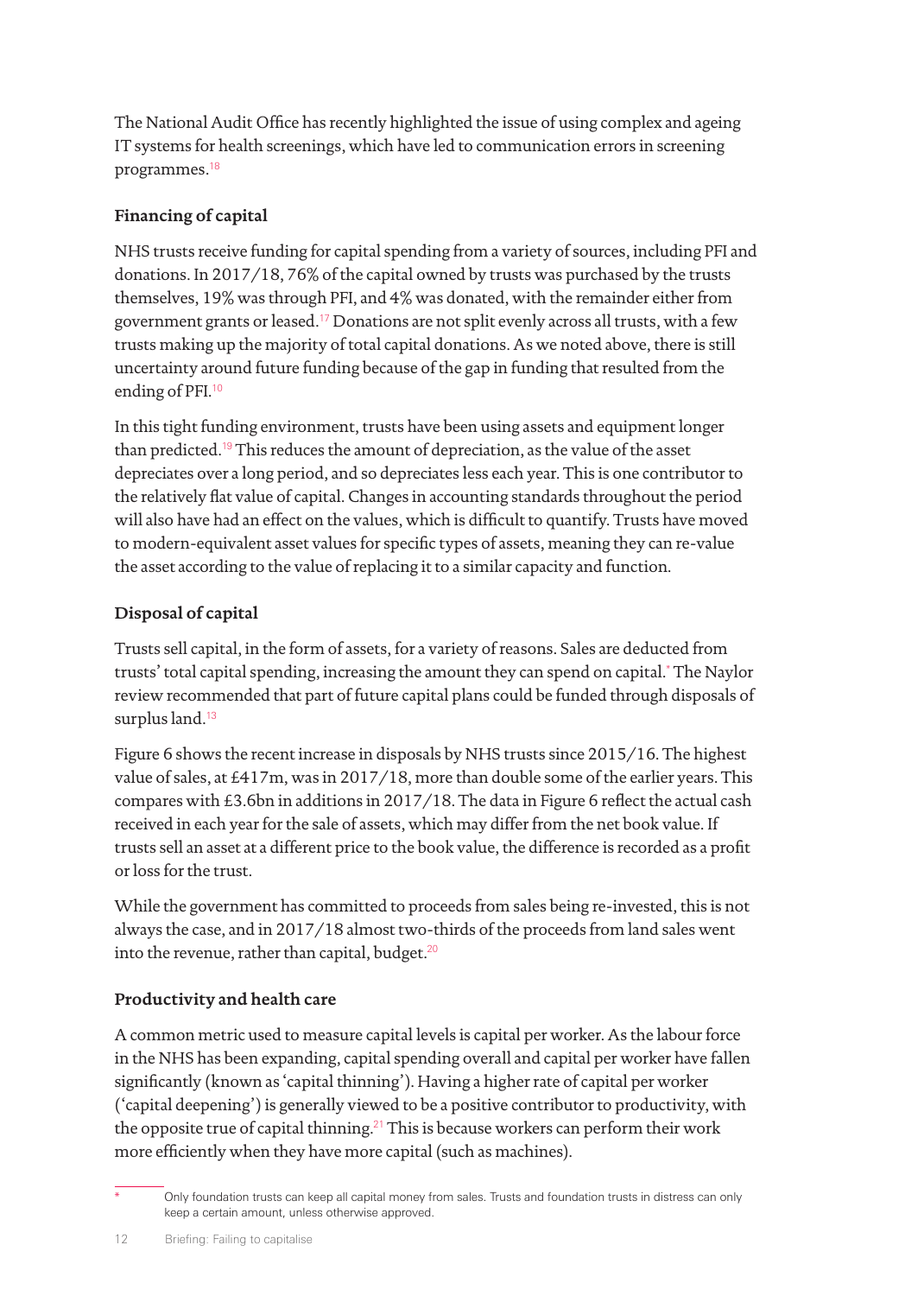The National Audit Office has recently highlighted the issue of using complex and ageing IT systems for health screenings, which have led to communication errors in screening programmes.[18]

### Financing of capital

NHS trusts receive funding for capital spending from a variety of sources, including PFI and donations. In 2017/18, 76% of the capital owned by trusts was purchased by the trusts themselves, 19% was through PFI, and 4% was donated, with the remainder either from government grants or leased.[17] Donations are not split evenly across all trusts, with a few trusts making up the majority of total capital donations. As we noted above, there is still uncertainty around future funding because of the gap in funding that resulted from the ending of PFI.[10]

In this tight funding environment, trusts have been using assets and equipment longer than predicted.[19] This reduces the amount of depreciation, as the value of the asset depreciates over a long period, and so depreciates less each year. This is one contributor to the relatively flat value of capital. Changes in accounting standards throughout the period will also have had an effect on the values, which is difficult to quantify. Trusts have moved to modern-equivalent asset values for specific types of assets, meaning they can re-value the asset according to the value of replacing it to a similar capacity and function.

### Disposal of capital

Trusts sell capital, in the form of assets, for a variety of reasons. Sales are deducted from trusts' total capital spending, increasing the amount they can spend on capital.[*] The Naylor review recommended that part of future capital plans could be funded through disposals of surplus land.[13]

Figure 6 shows the recent increase in disposals by NHS trusts since 2015/16. The highest value of sales, at £417m, was in 2017/18, more than double some of the earlier years. This compares with £3.6bn in additions in 2017/18. The data in Figure 6 reflect the actual cash received in each year for the sale of assets, which may differ from the net book value. If trusts sell an asset at a different price to the book value, the difference is recorded as a profit or loss for the trust.

While the government has committed to proceeds from sales being re-invested, this is not always the case, and in 2017/18 almost two-thirds of the proceeds from land sales went into the revenue, rather than capital, budget.[20]

### Productivity and health care

A common metric used to measure capital levels is capital per worker. As the labour force in the NHS has been expanding, capital spending overall and capital per worker have fallen significantly (known as 'capital thinning'). Having a higher rate of capital per worker ('capital deepening') is generally viewed to be a positive contributor to productivity, with the opposite true of capital thinning.[21] This is because workers can perform their work more efficiently when they have more capital (such as machines).

---

* Only foundation trusts can keep all capital money from sales. Trusts and foundation trusts in distress can only keep a certain amount, unless otherwise approved.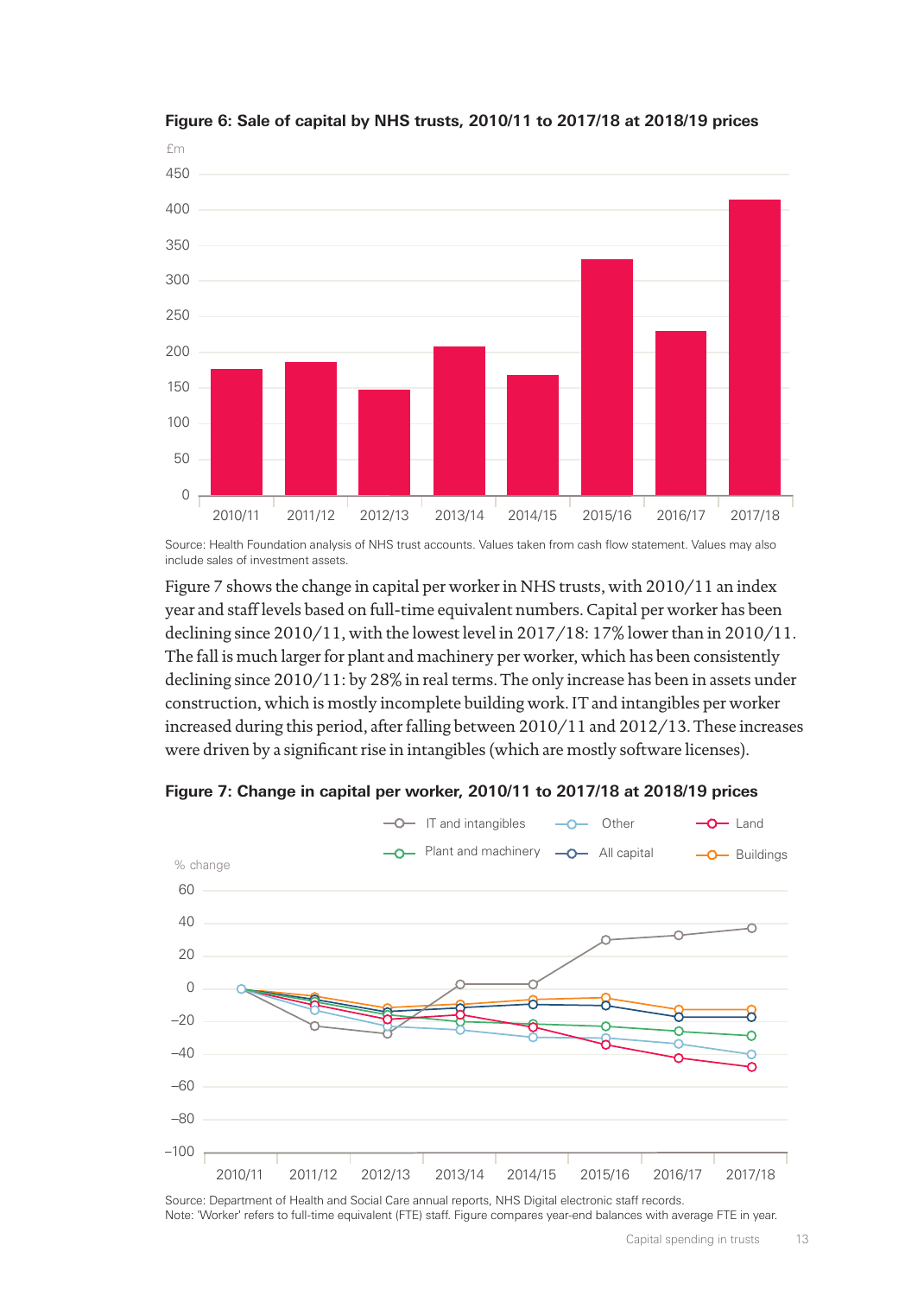**Figure 6: Sale of capital by NHS trusts, 2010/11 to 2017/18 at 2018/19 prices**

Source: Health Foundation analysis of NHS trust accounts. Values taken from cash flow statement. Values may also include sales of investment assets.

Figure 7 shows the change in capital per worker in NHS trusts, with 2010/11 an index year and staff levels based on full-time equivalent numbers. Capital per worker has been declining since 2010/11, with the lowest level in 2017/18: 17% lower than in 2010/11. The fall is much larger for plant and machinery per worker, which has been consistently declining since 2010/11: by 28% in real terms. The only increase has been in assets under construction, which is mostly incomplete building work. IT and intangibles per worker increased during this period, after falling between 2010/11 and 2012/13. These increases were driven by a significant rise in intangibles (which are mostly software licenses).

**Figure 7: Change in capital per worker, 2010/11 to 2017/18 at 2018/19 prices**

Source: Department of Health and Social Care annual reports, NHS Digital electronic staff records.
Note: 'Worker' refers to full-time equivalent (FTE) staff. Figure compares year-end balances with average FTE in year.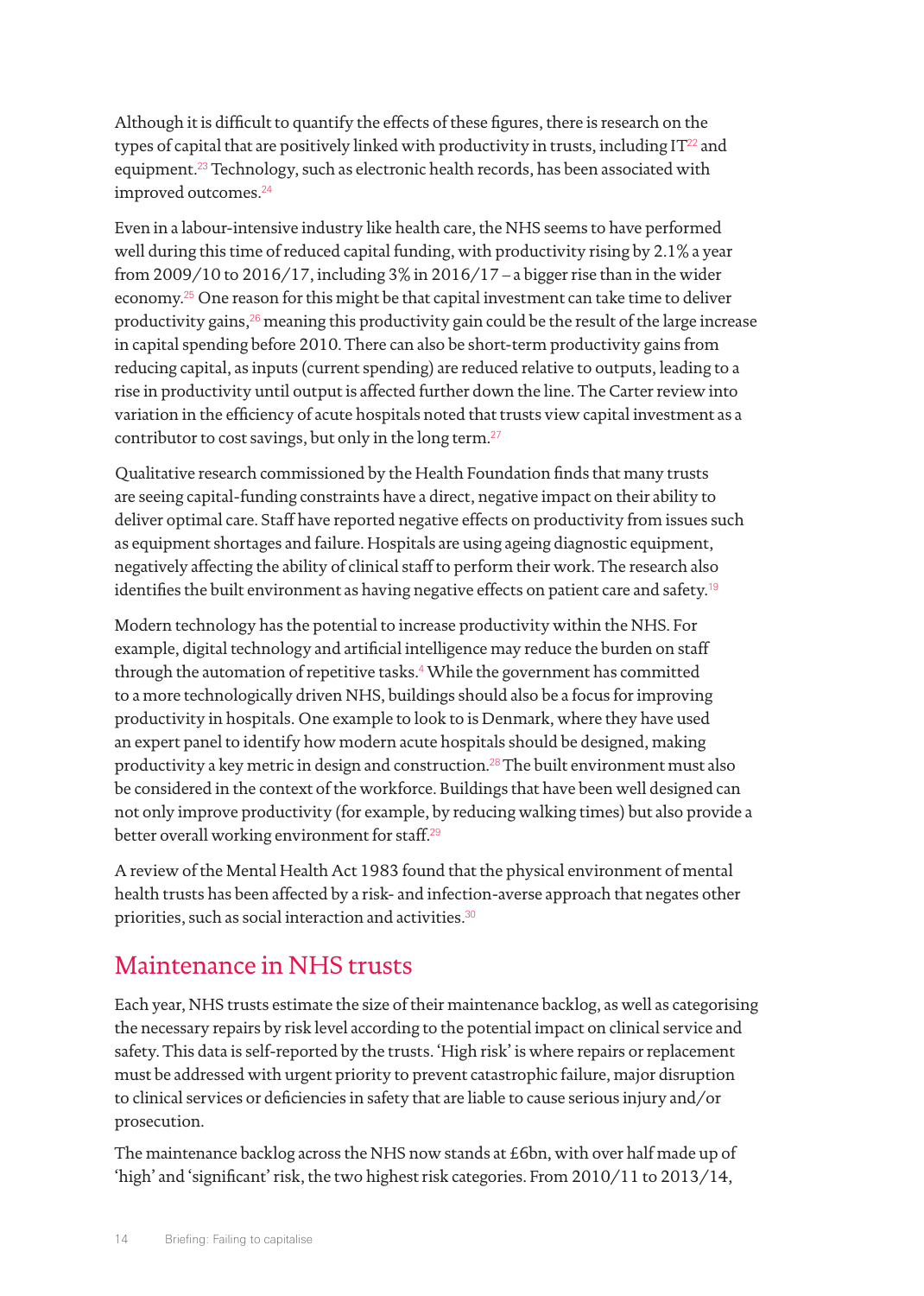Although it is difficult to quantify the effects of these figures, there is research on the types of capital that are positively linked with productivity in trusts, including IT[22] and equipment.[23] Technology, such as electronic health records, has been associated with improved outcomes.[24]

Even in a labour-intensive industry like health care, the NHS seems to have performed well during this time of reduced capital funding, with productivity rising by 2.1% a year from 2009/10 to 2016/17, including 3% in 2016/17 – a bigger rise than in the wider economy.[25] One reason for this might be that capital investment can take time to deliver productivity gains,[26] meaning this productivity gain could be the result of the large increase in capital spending before 2010. There can also be short-term productivity gains from reducing capital, as inputs (current spending) are reduced relative to outputs, leading to a rise in productivity until output is affected further down the line. The Carter review into variation in the efficiency of acute hospitals noted that trusts view capital investment as a contributor to cost savings, but only in the long term.[27]

Qualitative research commissioned by the Health Foundation finds that many trusts are seeing capital-funding constraints have a direct, negative impact on their ability to deliver optimal care. Staff have reported negative effects on productivity from issues such as equipment shortages and failure. Hospitals are using ageing diagnostic equipment, negatively affecting the ability of clinical staff to perform their work. The research also identifies the built environment as having negative effects on patient care and safety.[19]

Modern technology has the potential to increase productivity within the NHS. For example, digital technology and artificial intelligence may reduce the burden on staff through the automation of repetitive tasks.[4] While the government has committed to a more technologically driven NHS, buildings should also be a focus for improving productivity in hospitals. One example to look to is Denmark, where they have used an expert panel to identify how modern acute hospitals should be designed, making productivity a key metric in design and construction.[28] The built environment must also be considered in the context of the workforce. Buildings that have been well designed can not only improve productivity (for example, by reducing walking times) but also provide a better overall working environment for staff.[29]

A review of the Mental Health Act 1983 found that the physical environment of mental health trusts has been affected by a risk- and infection-averse approach that negates other priorities, such as social interaction and activities.[30]

## Maintenance in NHS trusts

Each year, NHS trusts estimate the size of their maintenance backlog, as well as categorising the necessary repairs by risk level according to the potential impact on clinical service and safety. This data is self-reported by the trusts. 'High risk' is where repairs or replacement must be addressed with urgent priority to prevent catastrophic failure, major disruption to clinical services or deficiencies in safety that are liable to cause serious injury and/or prosecution.

The maintenance backlog across the NHS now stands at £6bn, with over half made up of 'high' and 'significant' risk, the two highest risk categories. From 2010/11 to 2013/14,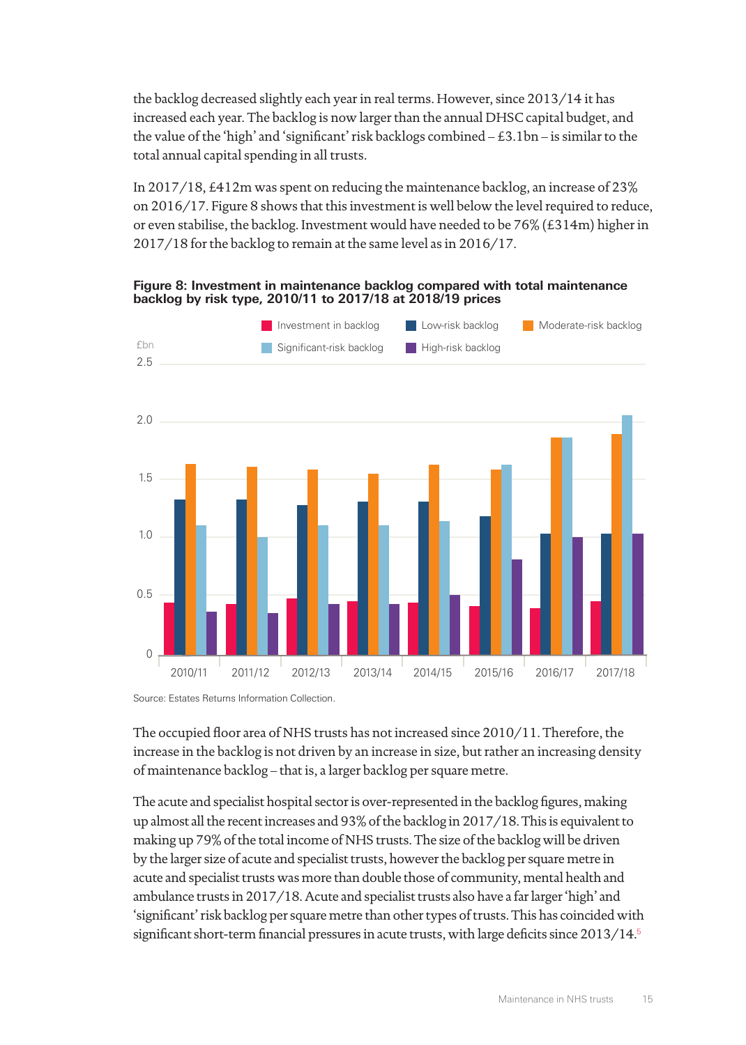the backlog decreased slightly each year in real terms. However, since 2013/14 it has increased each year. The backlog is now larger than the annual DHSC capital budget, and the value of the 'high' and 'significant' risk backlogs combined – £3.1bn – is similar to the total annual capital spending in all trusts.

In 2017/18, £412m was spent on reducing the maintenance backlog, an increase of 23% on 2016/17. Figure 8 shows that this investment is well below the level required to reduce, or even stabilise, the backlog. Investment would have needed to be 76% (£314m) higher in 2017/18 for the backlog to remain at the same level as in 2016/17.

**Figure 8: Investment in maintenance backlog compared with total maintenance backlog by risk type, 2010/11 to 2017/18 at 2018/19 prices**

Source: Estates Returns Information Collection.

The occupied floor area of NHS trusts has not increased since 2010/11. Therefore, the increase in the backlog is not driven by an increase in size, but rather an increasing density of maintenance backlog – that is, a larger backlog per square metre.

The acute and specialist hospital sector is over-represented in the backlog figures, making up almost all the recent increases and 93% of the backlog in 2017/18. This is equivalent to making up 79% of the total income of NHS trusts. The size of the backlog will be driven by the larger size of acute and specialist trusts, however the backlog per square metre in acute and specialist trusts was more than double those of community, mental health and ambulance trusts in 2017/18. Acute and specialist trusts also have a far larger 'high' and 'significant' risk backlog per square metre than other types of trusts. This has coincided with significant short-term financial pressures in acute trusts, with large deficits since 2013/14.[5]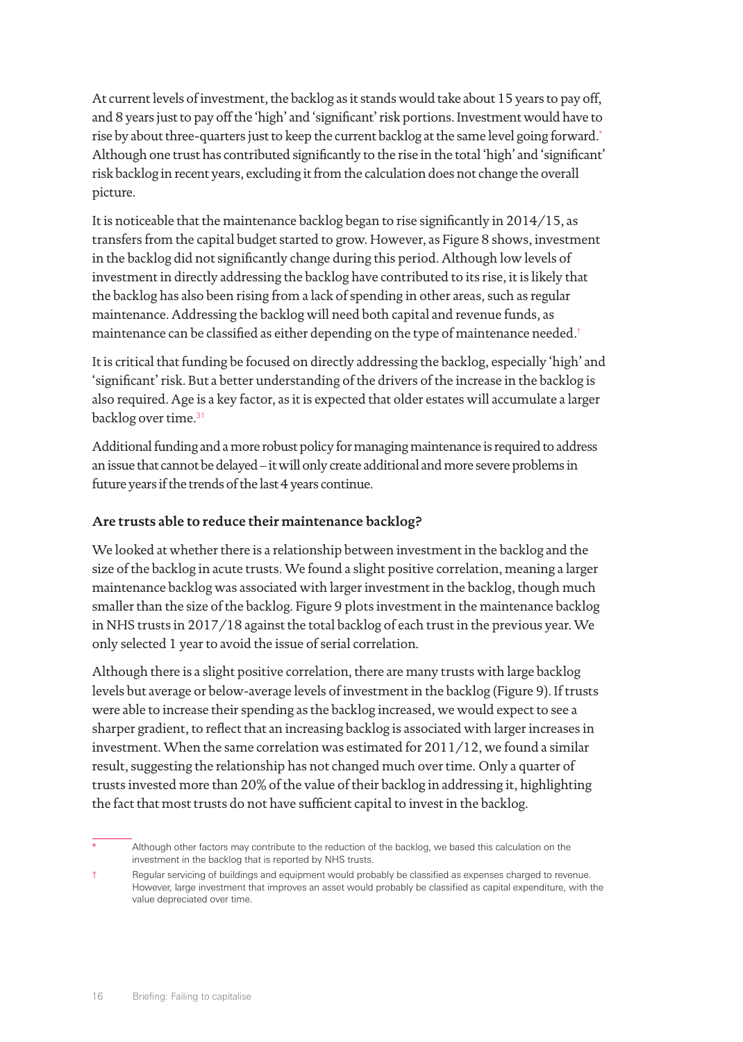At current levels of investment, the backlog as it stands would take about 15 years to pay off, and 8 years just to pay off the 'high' and 'significant' risk portions. Investment would have to rise by about three-quarters just to keep the current backlog at the same level going forward.* Although one trust has contributed significantly to the rise in the total 'high' and 'significant' risk backlog in recent years, excluding it from the calculation does not change the overall picture.

It is noticeable that the maintenance backlog began to rise significantly in 2014/15, as transfers from the capital budget started to grow. However, as Figure 8 shows, investment in the backlog did not significantly change during this period. Although low levels of investment in directly addressing the backlog have contributed to its rise, it is likely that the backlog has also been rising from a lack of spending in other areas, such as regular maintenance. Addressing the backlog will need both capital and revenue funds, as maintenance can be classified as either depending on the type of maintenance needed.†

It is critical that funding be focused on directly addressing the backlog, especially 'high' and 'significant' risk. But a better understanding of the drivers of the increase in the backlog is also required. Age is a key factor, as it is expected that older estates will accumulate a larger backlog over time.[31]

Additional funding and a more robust policy for managing maintenance is required to address an issue that cannot be delayed – it will only create additional and more severe problems in future years if the trends of the last 4 years continue.

### Are trusts able to reduce their maintenance backlog?

We looked at whether there is a relationship between investment in the backlog and the size of the backlog in acute trusts. We found a slight positive correlation, meaning a larger maintenance backlog was associated with larger investment in the backlog, though much smaller than the size of the backlog. Figure 9 plots investment in the maintenance backlog in NHS trusts in 2017/18 against the total backlog of each trust in the previous year. We only selected 1 year to avoid the issue of serial correlation.

Although there is a slight positive correlation, there are many trusts with large backlog levels but average or below-average levels of investment in the backlog (Figure 9). If trusts were able to increase their spending as the backlog increased, we would expect to see a sharper gradient, to reflect that an increasing backlog is associated with larger increases in investment. When the same correlation was estimated for 2011/12, we found a similar result, suggesting the relationship has not changed much over time. Only a quarter of trusts invested more than 20% of the value of their backlog in addressing it, highlighting the fact that most trusts do not have sufficient capital to invest in the backlog.

---

\* Although other factors may contribute to the reduction of the backlog, we based this calculation on the investment in the backlog that is reported by NHS trusts.

† Regular servicing of buildings and equipment would probably be classified as expenses charged to revenue. However, large investment that improves an asset would probably be classified as capital expenditure, with the value depreciated over time.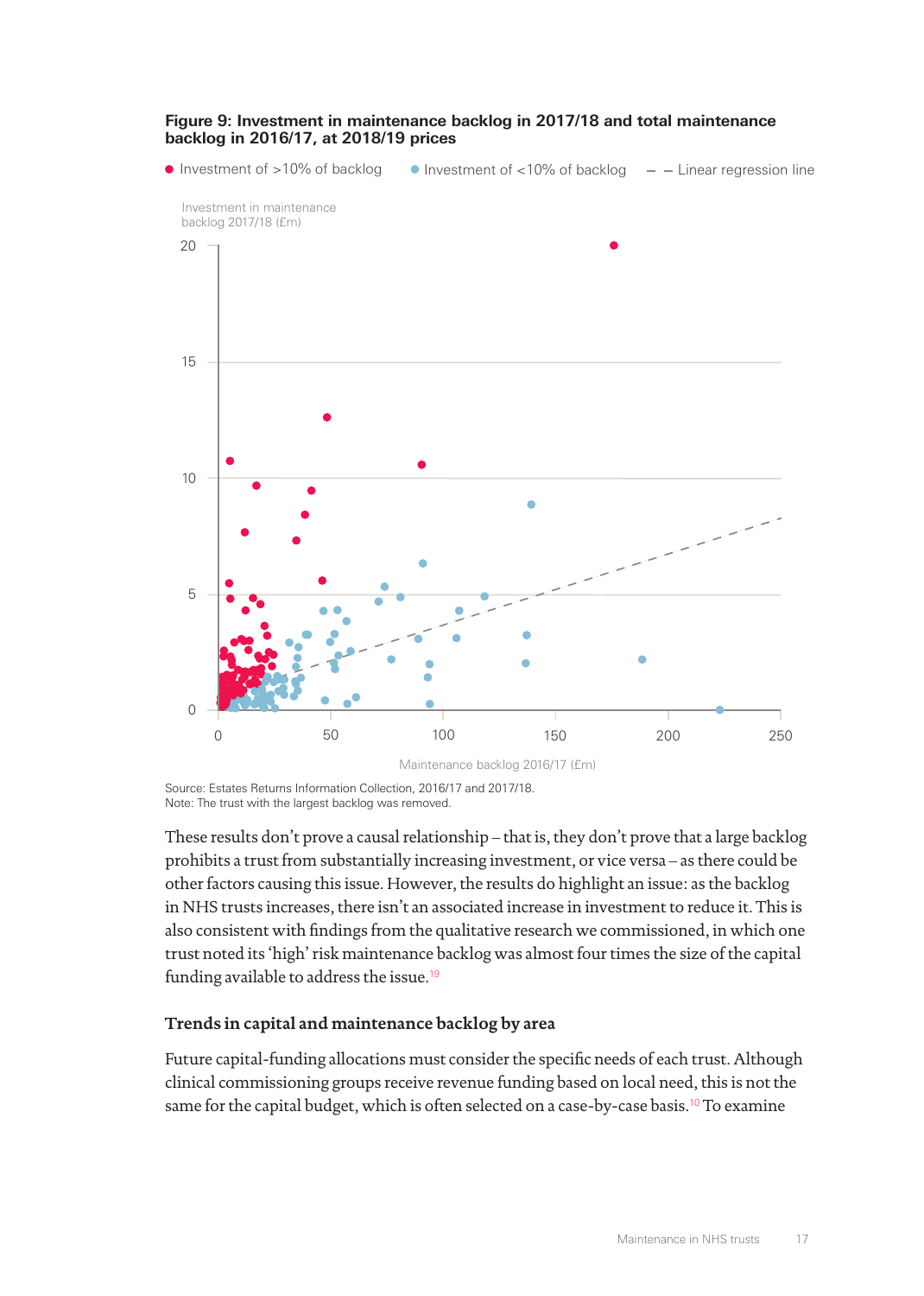**Figure 9: Investment in maintenance backlog in 2017/18 and total maintenance backlog in 2016/17, at 2018/19 prices**

Source: Estates Returns Information Collection, 2016/17 and 2017/18.
Note: The trust with the largest backlog was removed.

These results don't prove a causal relationship – that is, they don't prove that a large backlog prohibits a trust from substantially increasing investment, or vice versa – as there could be other factors causing this issue. However, the results do highlight an issue: as the backlog in NHS trusts increases, there isn't an associated increase in investment to reduce it. This is also consistent with findings from the qualitative research we commissioned, in which one trust noted its 'high' risk maintenance backlog was almost four times the size of the capital funding available to address the issue.[19]

### Trends in capital and maintenance backlog by area

Future capital-funding allocations must consider the specific needs of each trust. Although clinical commissioning groups receive revenue funding based on local need, this is not the same for the capital budget, which is often selected on a case-by-case basis.[10] To examine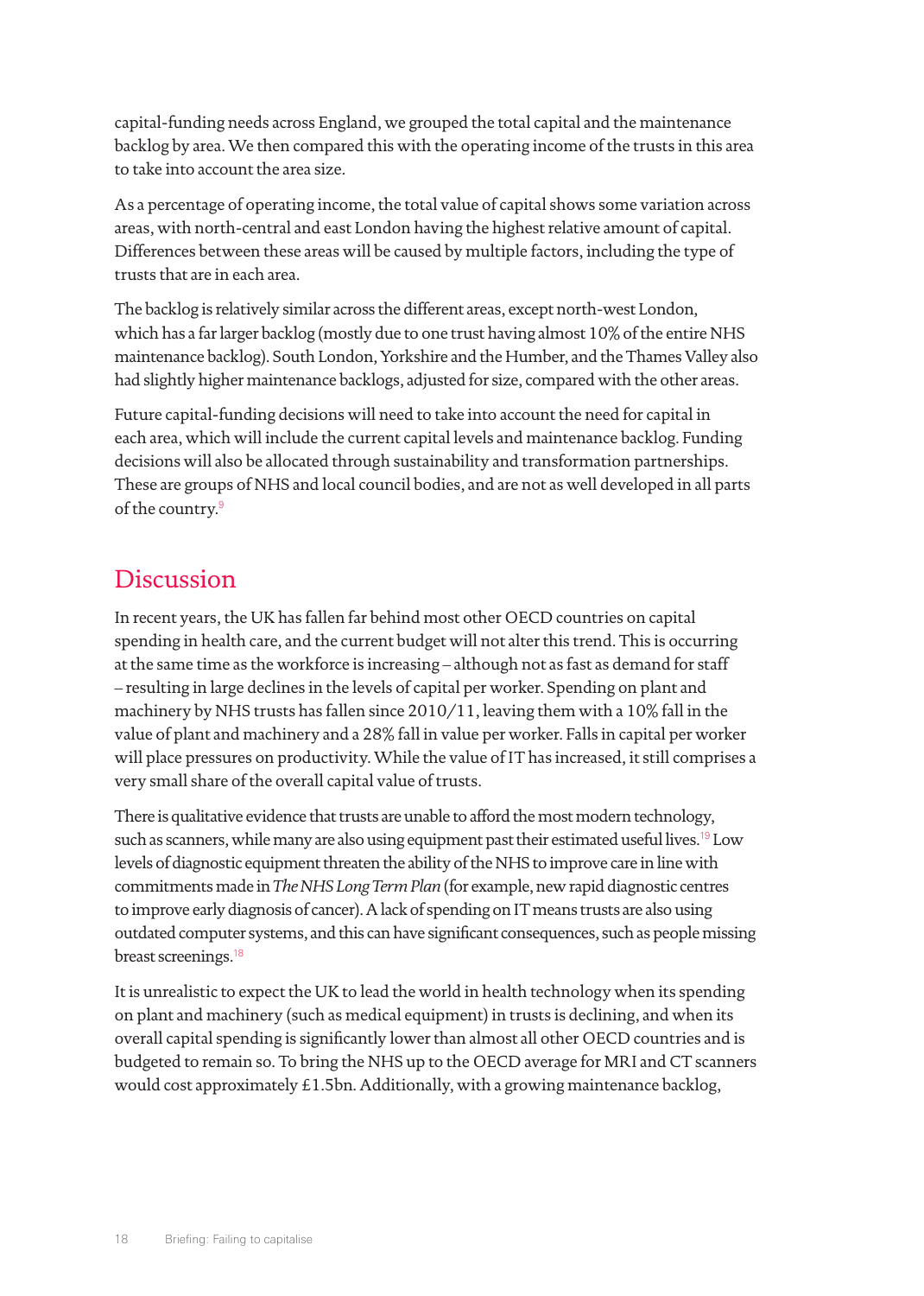capital-funding needs across England, we grouped the total capital and the maintenance backlog by area. We then compared this with the operating income of the trusts in this area to take into account the area size.

As a percentage of operating income, the total value of capital shows some variation across areas, with north-central and east London having the highest relative amount of capital. Differences between these areas will be caused by multiple factors, including the type of trusts that are in each area.

The backlog is relatively similar across the different areas, except north-west London, which has a far larger backlog (mostly due to one trust having almost 10% of the entire NHS maintenance backlog). South London, Yorkshire and the Humber, and the Thames Valley also had slightly higher maintenance backlogs, adjusted for size, compared with the other areas.

Future capital-funding decisions will need to take into account the need for capital in each area, which will include the current capital levels and maintenance backlog. Funding decisions will also be allocated through sustainability and transformation partnerships. These are groups of NHS and local council bodies, and are not as well developed in all parts of the country.[9]

## Discussion

In recent years, the UK has fallen far behind most other OECD countries on capital spending in health care, and the current budget will not alter this trend. This is occurring at the same time as the workforce is increasing – although not as fast as demand for staff – resulting in large declines in the levels of capital per worker. Spending on plant and machinery by NHS trusts has fallen since 2010/11, leaving them with a 10% fall in the value of plant and machinery and a 28% fall in value per worker. Falls in capital per worker will place pressures on productivity. While the value of IT has increased, it still comprises a very small share of the overall capital value of trusts.

There is qualitative evidence that trusts are unable to afford the most modern technology, such as scanners, while many are also using equipment past their estimated useful lives.[19] Low levels of diagnostic equipment threaten the ability of the NHS to improve care in line with commitments made in *The NHS Long Term Plan* (for example, new rapid diagnostic centres to improve early diagnosis of cancer). A lack of spending on IT means trusts are also using outdated computer systems, and this can have significant consequences, such as people missing breast screenings.[18]

It is unrealistic to expect the UK to lead the world in health technology when its spending on plant and machinery (such as medical equipment) in trusts is declining, and when its overall capital spending is significantly lower than almost all other OECD countries and is budgeted to remain so. To bring the NHS up to the OECD average for MRI and CT scanners would cost approximately £1.5bn. Additionally, with a growing maintenance backlog,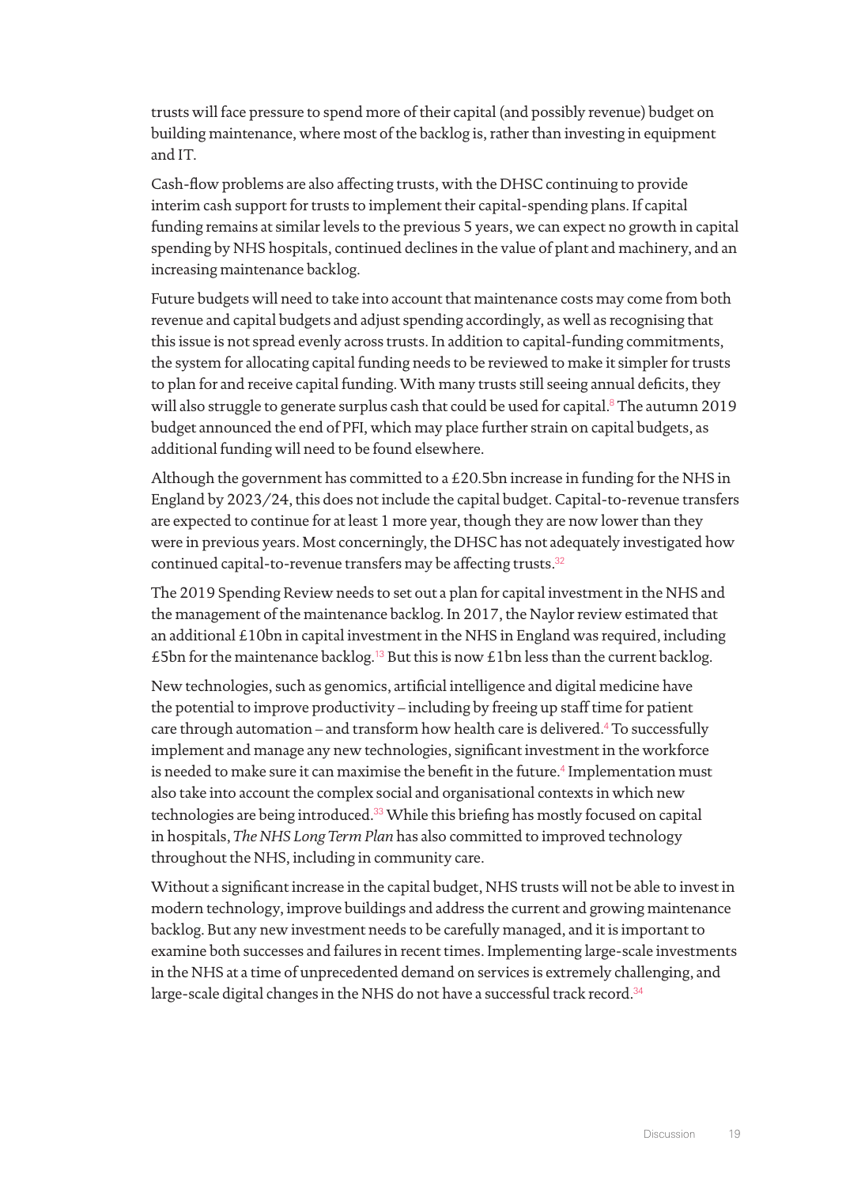trusts will face pressure to spend more of their capital (and possibly revenue) budget on building maintenance, where most of the backlog is, rather than investing in equipment and IT.

Cash-flow problems are also affecting trusts, with the DHSC continuing to provide interim cash support for trusts to implement their capital-spending plans. If capital funding remains at similar levels to the previous 5 years, we can expect no growth in capital spending by NHS hospitals, continued declines in the value of plant and machinery, and an increasing maintenance backlog.

Future budgets will need to take into account that maintenance costs may come from both revenue and capital budgets and adjust spending accordingly, as well as recognising that this issue is not spread evenly across trusts. In addition to capital-funding commitments, the system for allocating capital funding needs to be reviewed to make it simpler for trusts to plan for and receive capital funding. With many trusts still seeing annual deficits, they will also struggle to generate surplus cash that could be used for capital.[8] The autumn 2019 budget announced the end of PFI, which may place further strain on capital budgets, as additional funding will need to be found elsewhere.

Although the government has committed to a £20.5bn increase in funding for the NHS in England by 2023/24, this does not include the capital budget. Capital-to-revenue transfers are expected to continue for at least 1 more year, though they are now lower than they were in previous years. Most concerningly, the DHSC has not adequately investigated how continued capital-to-revenue transfers may be affecting trusts.[32]

The 2019 Spending Review needs to set out a plan for capital investment in the NHS and the management of the maintenance backlog. In 2017, the Naylor review estimated that an additional £10bn in capital investment in the NHS in England was required, including £5bn for the maintenance backlog.[13] But this is now £1bn less than the current backlog.

New technologies, such as genomics, artificial intelligence and digital medicine have the potential to improve productivity – including by freeing up staff time for patient care through automation – and transform how health care is delivered.[4] To successfully implement and manage any new technologies, significant investment in the workforce is needed to make sure it can maximise the benefit in the future.[4] Implementation must also take into account the complex social and organisational contexts in which new technologies are being introduced.[33] While this briefing has mostly focused on capital in hospitals, *The NHS Long Term Plan* has also committed to improved technology throughout the NHS, including in community care.

Without a significant increase in the capital budget, NHS trusts will not be able to invest in modern technology, improve buildings and address the current and growing maintenance backlog. But any new investment needs to be carefully managed, and it is important to examine both successes and failures in recent times. Implementing large-scale investments in the NHS at a time of unprecedented demand on services is extremely challenging, and large-scale digital changes in the NHS do not have a successful track record.[34]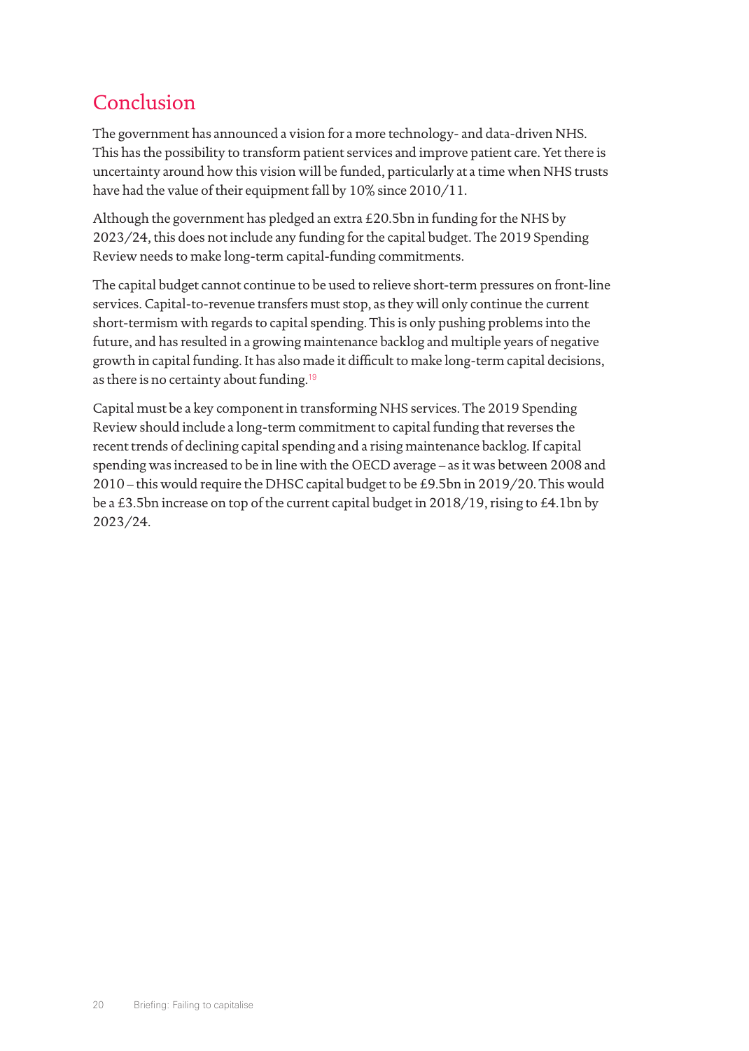## Conclusion

The government has announced a vision for a more technology- and data-driven NHS. This has the possibility to transform patient services and improve patient care. Yet there is uncertainty around how this vision will be funded, particularly at a time when NHS trusts have had the value of their equipment fall by 10% since 2010/11.

Although the government has pledged an extra £20.5bn in funding for the NHS by 2023/24, this does not include any funding for the capital budget. The 2019 Spending Review needs to make long-term capital-funding commitments.

The capital budget cannot continue to be used to relieve short-term pressures on front-line services. Capital-to-revenue transfers must stop, as they will only continue the current short-termism with regards to capital spending. This is only pushing problems into the future, and has resulted in a growing maintenance backlog and multiple years of negative growth in capital funding. It has also made it difficult to make long-term capital decisions, as there is no certainty about funding.[19]

Capital must be a key component in transforming NHS services. The 2019 Spending Review should include a long-term commitment to capital funding that reverses the recent trends of declining capital spending and a rising maintenance backlog. If capital spending was increased to be in line with the OECD average – as it was between 2008 and 2010 – this would require the DHSC capital budget to be £9.5bn in 2019/20. This would be a £3.5bn increase on top of the current capital budget in 2018/19, rising to £4.1bn by 2023/24.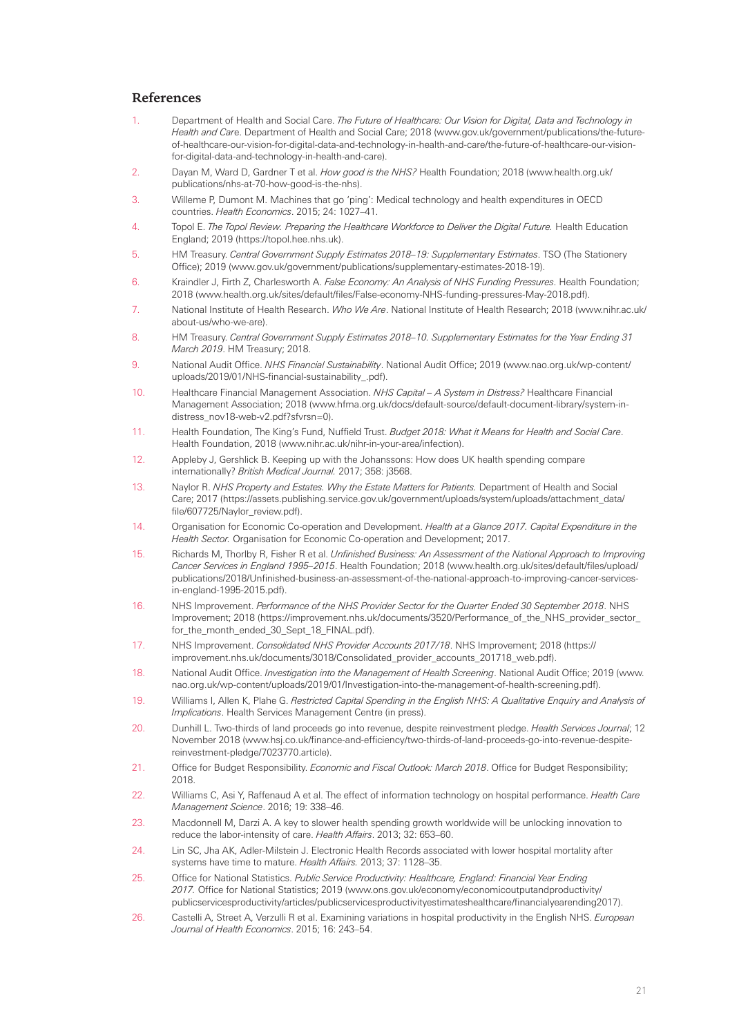## References

1. Department of Health and Social Care. *The Future of Healthcare: Our Vision for Digital, Data and Technology in Health and Care*. Department of Health and Social Care; 2018 (www.gov.uk/government/publications/the-future-of-healthcare-our-vision-for-digital-data-and-technology-in-health-and-care/the-future-of-healthcare-our-vision-for-digital-data-and-technology-in-health-and-care).
2. Dayan M, Ward D, Gardner T et al. *How good is the NHS?* Health Foundation; 2018 (www.health.org.uk/publications/nhs-at-70-how-good-is-the-nhs).
3. Willeme P, Dumont M. Machines that go 'ping': Medical technology and health expenditures in OECD countries. *Health Economics*. 2015; 24: 1027–41.
4. Topol E. *The Topol Review. Preparing the Healthcare Workforce to Deliver the Digital Future.* Health Education England; 2019 (https://topol.hee.nhs.uk).
5. HM Treasury. *Central Government Supply Estimates 2018–19: Supplementary Estimates*. TSO (The Stationery Office); 2019 (www.gov.uk/government/publications/supplementary-estimates-2018-19).
6. Kraindler J, Firth Z, Charlesworth A. *False Economy: An Analysis of NHS Funding Pressures*. Health Foundation; 2018 (www.health.org.uk/sites/default/files/False-economy-NHS-funding-pressures-May-2018.pdf).
7. National Institute of Health Research. *Who We Are*. National Institute of Health Research; 2018 (www.nihr.ac.uk/about-us/who-we-are).
8. HM Treasury. *Central Government Supply Estimates 2018–10. Supplementary Estimates for the Year Ending 31 March 2019*. HM Treasury; 2018.
9. National Audit Office. *NHS Financial Sustainability*. National Audit Office; 2019 (www.nao.org.uk/wp-content/uploads/2019/01/NHS-financial-sustainability_.pdf).
10. Healthcare Financial Management Association. *NHS Capital – A System in Distress?* Healthcare Financial Management Association; 2018 (www.hfma.org.uk/docs/default-source/default-document-library/system-in-distress_nov18-web-v2.pdf?sfvrsn=0).
11. Health Foundation, The King's Fund, Nuffield Trust. *Budget 2018: What it Means for Health and Social Care*. Health Foundation, 2018 (www.nihr.ac.uk/nihr-in-your-area/infection).
12. Appleby J, Gershlick B. Keeping up with the Johanssons: How does UK health spending compare internationally? *British Medical Journal.* 2017; 358: j3568.
13. Naylor R. *NHS Property and Estates. Why the Estate Matters for Patients.* Department of Health and Social Care; 2017 (https://assets.publishing.service.gov.uk/government/uploads/system/uploads/attachment_data/file/607725/Naylor_review.pdf).
14. Organisation for Economic Co-operation and Development. *Health at a Glance 2017. Capital Expenditure in the Health Sector.* Organisation for Economic Co-operation and Development; 2017.
15. Richards M, Thorlby R, Fisher R et al. *Unfinished Business: An Assessment of the National Approach to Improving Cancer Services in England 1995–2015*. Health Foundation; 2018 (www.health.org.uk/sites/default/files/upload/publications/2018/Unfinished-business-an-assessment-of-the-national-approach-to-improving-cancer-services-in-england-1995-2015.pdf).
16. NHS Improvement. *Performance of the NHS Provider Sector for the Quarter Ended 30 September 2018*. NHS Improvement; 2018 (https://improvement.nhs.uk/documents/3520/Performance_of_the_NHS_provider_sector_for_the_month_ended_30_Sept_18_FINAL.pdf).
17. NHS Improvement. *Consolidated NHS Provider Accounts 2017/18*. NHS Improvement; 2018 (https://improvement.nhs.uk/documents/3018/Consolidated_provider_accounts_201718_web.pdf).
18. National Audit Office. *Investigation into the Management of Health Screening*. National Audit Office; 2019 (www.nao.org.uk/wp-content/uploads/2019/01/Investigation-into-the-management-of-health-screening.pdf).
19. Williams I, Allen K, Plahe G. *Restricted Capital Spending in the English NHS: A Qualitative Enquiry and Analysis of Implications*. Health Services Management Centre (in press).
20. Dunhill L. Two-thirds of land proceeds go into revenue, despite reinvestment pledge. *Health Services Journal*; 12 November 2018 (www.hsj.co.uk/finance-and-efficiency/two-thirds-of-land-proceeds-go-into-revenue-despite-reinvestment-pledge/7023770.article).
21. Office for Budget Responsibility. *Economic and Fiscal Outlook: March 2018*. Office for Budget Responsibility; 2018.
22. Williams C, Asi Y, Raffenaud A et al. The effect of information technology on hospital performance. *Health Care Management Science*. 2016; 19: 338–46.
23. Macdonnell M, Darzi A. A key to slower health spending growth worldwide will be unlocking innovation to reduce the labor-intensity of care. *Health Affairs*. 2013; 32: 653–60.
24. Lin SC, Jha AK, Adler-Milstein J. Electronic Health Records associated with lower hospital mortality after systems have time to mature. *Health Affairs.* 2013; 37: 1128–35.
25. Office for National Statistics. *Public Service Productivity: Healthcare, England: Financial Year Ending 2017.* Office for National Statistics; 2019 (www.ons.gov.uk/economy/economicoutputandproductivity/publicservicesproductivity/articles/publicservicesproductivityestimateshealthcare/financialyearending2017).
26. Castelli A, Street A, Verzulli R et al. Examining variations in hospital productivity in the English NHS. *European Journal of Health Economics*. 2015; 16: 243–54.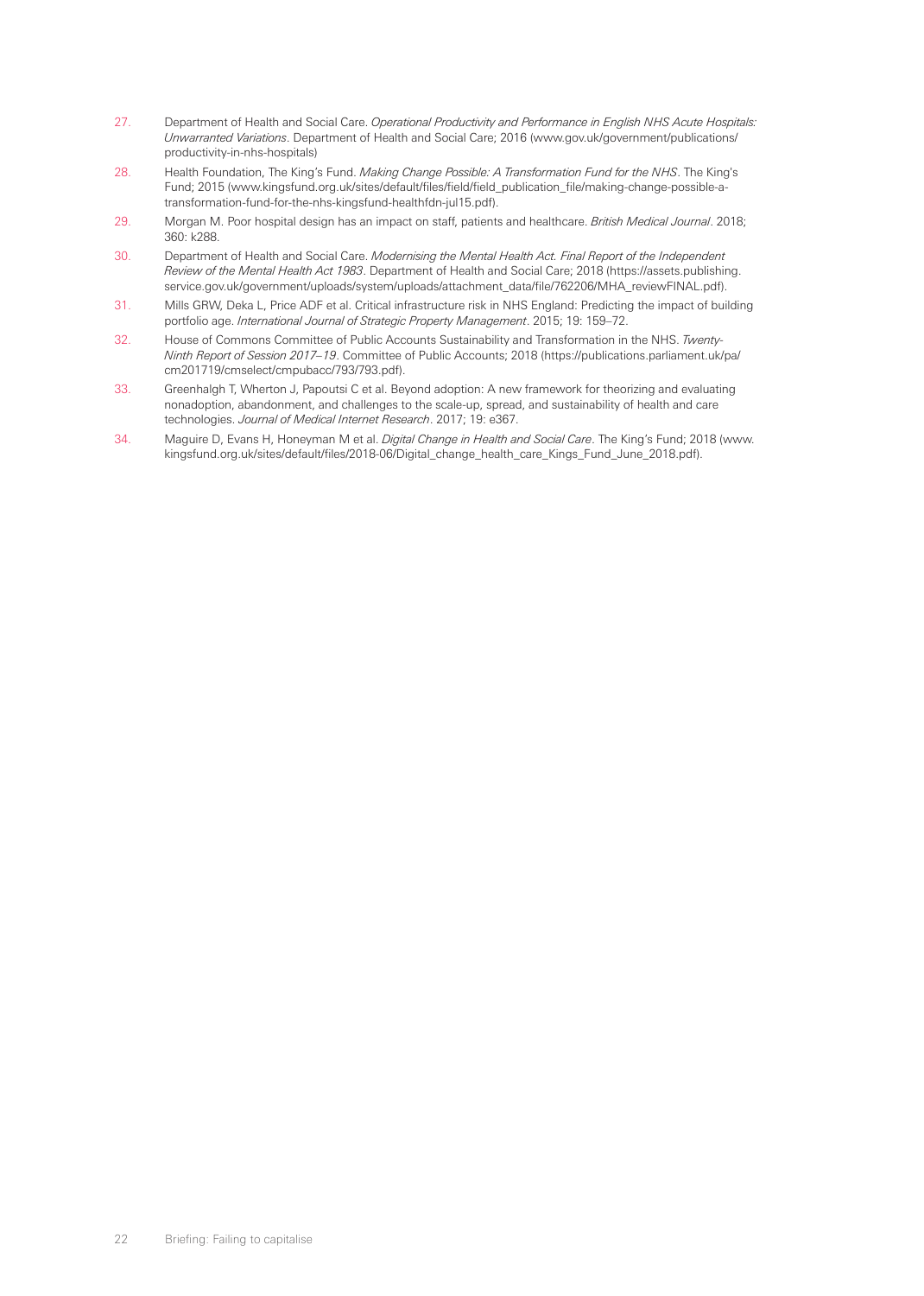27. Department of Health and Social Care. *Operational Productivity and Performance in English NHS Acute Hospitals: Unwarranted Variations*. Department of Health and Social Care; 2016 (www.gov.uk/government/publications/productivity-in-nhs-hospitals)

28. Health Foundation, The King's Fund. *Making Change Possible: A Transformation Fund for the NHS*. The King's Fund; 2015 (www.kingsfund.org.uk/sites/default/files/field/field_publication_file/making-change-possible-a-transformation-fund-for-the-nhs-kingsfund-healthfdn-jul15.pdf).

29. Morgan M. Poor hospital design has an impact on staff, patients and healthcare. *British Medical Journal*. 2018; 360: k288.

30. Department of Health and Social Care. *Modernising the Mental Health Act. Final Report of the Independent Review of the Mental Health Act 1983*. Department of Health and Social Care; 2018 (https://assets.publishing.service.gov.uk/government/uploads/system/uploads/attachment_data/file/762206/MHA_reviewFINAL.pdf).

31. Mills GRW, Deka L, Price ADF et al. Critical infrastructure risk in NHS England: Predicting the impact of building portfolio age. *International Journal of Strategic Property Management*. 2015; 19: 159–72.

32. House of Commons Committee of Public Accounts Sustainability and Transformation in the NHS. *Twenty-Ninth Report of Session 2017–19*. Committee of Public Accounts; 2018 (https://publications.parliament.uk/pa/cm201719/cmselect/cmpubacc/793/793.pdf).

33. Greenhalgh T, Wherton J, Papoutsi C et al. Beyond adoption: A new framework for theorizing and evaluating nonadoption, abandonment, and challenges to the scale-up, spread, and sustainability of health and care technologies. *Journal of Medical Internet Research*. 2017; 19: e367.

34. Maguire D, Evans H, Honeyman M et al. *Digital Change in Health and Social Care*. The King's Fund; 2018 (www.kingsfund.org.uk/sites/default/files/2018-06/Digital_change_health_care_Kings_Fund_June_2018.pdf).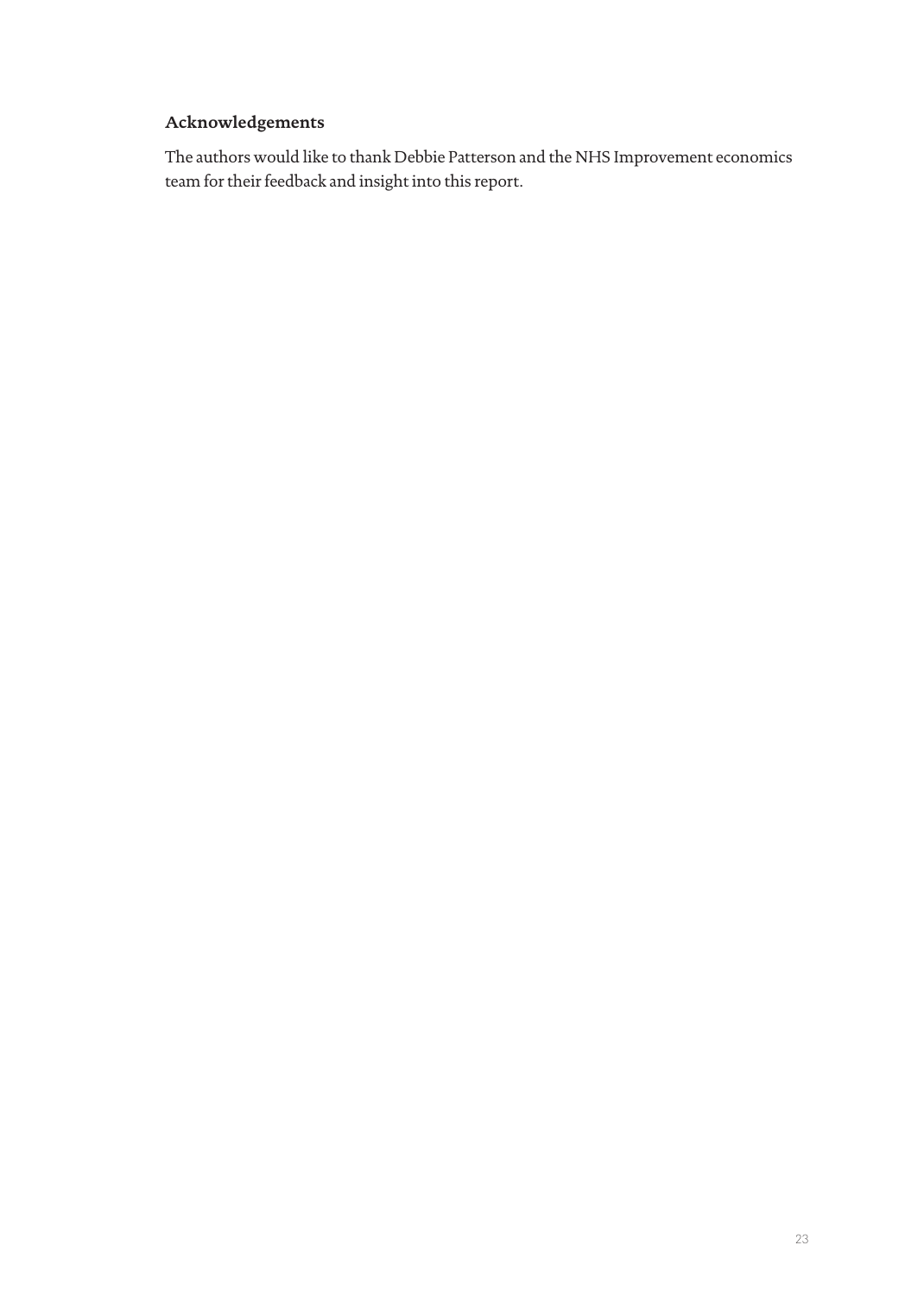### Acknowledgements

The authors would like to thank Debbie Patterson and the NHS Improvement economics team for their feedback and insight into this report.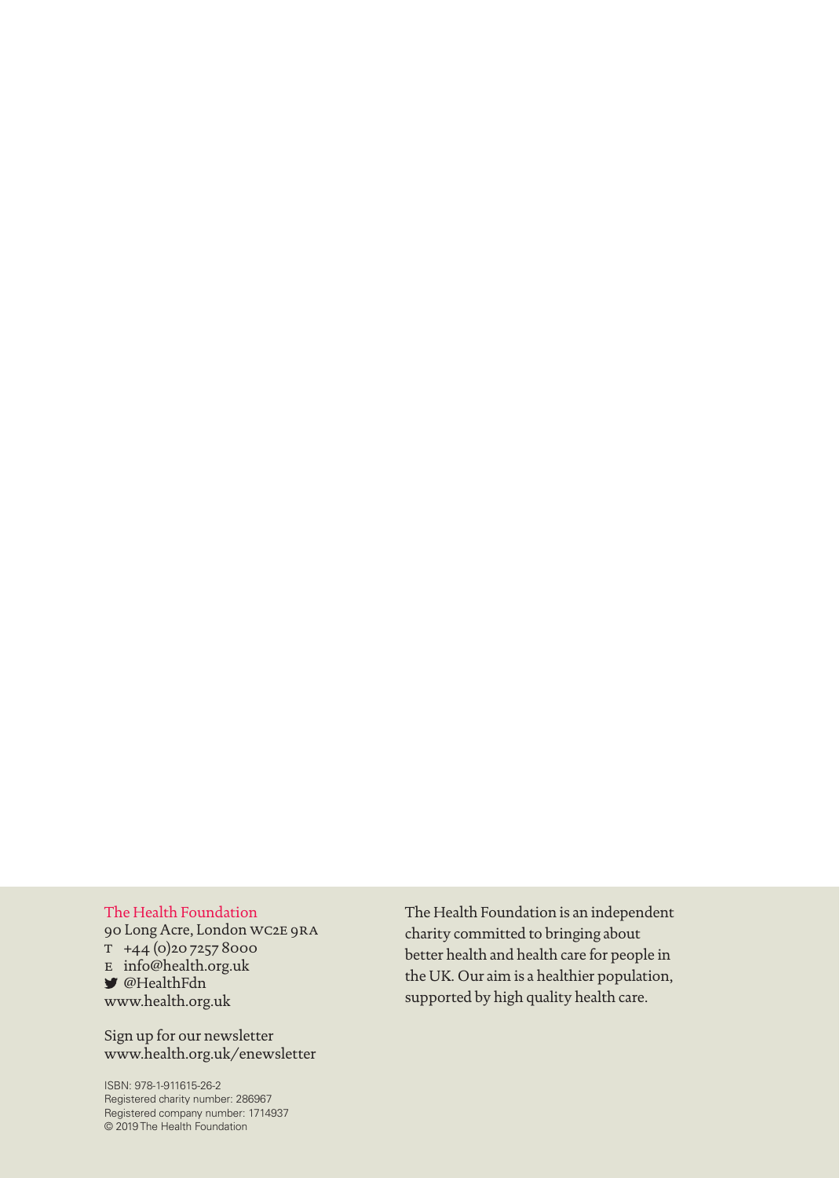The Health Foundation
90 Long Acre, London WC2E 9RA
T +44 (0)20 7257 8000
E info@health.org.uk
@HealthFdn
www.health.org.uk

Sign up for our newsletter
www.health.org.uk/enewsletter

ISBN: 978-1-911615-26-2
Registered charity number: 286967
Registered company number: 1714937
© 2019 The Health Foundation

The Health Foundation is an independent charity committed to bringing about better health and health care for people in the UK. Our aim is a healthier population, supported by high quality health care.